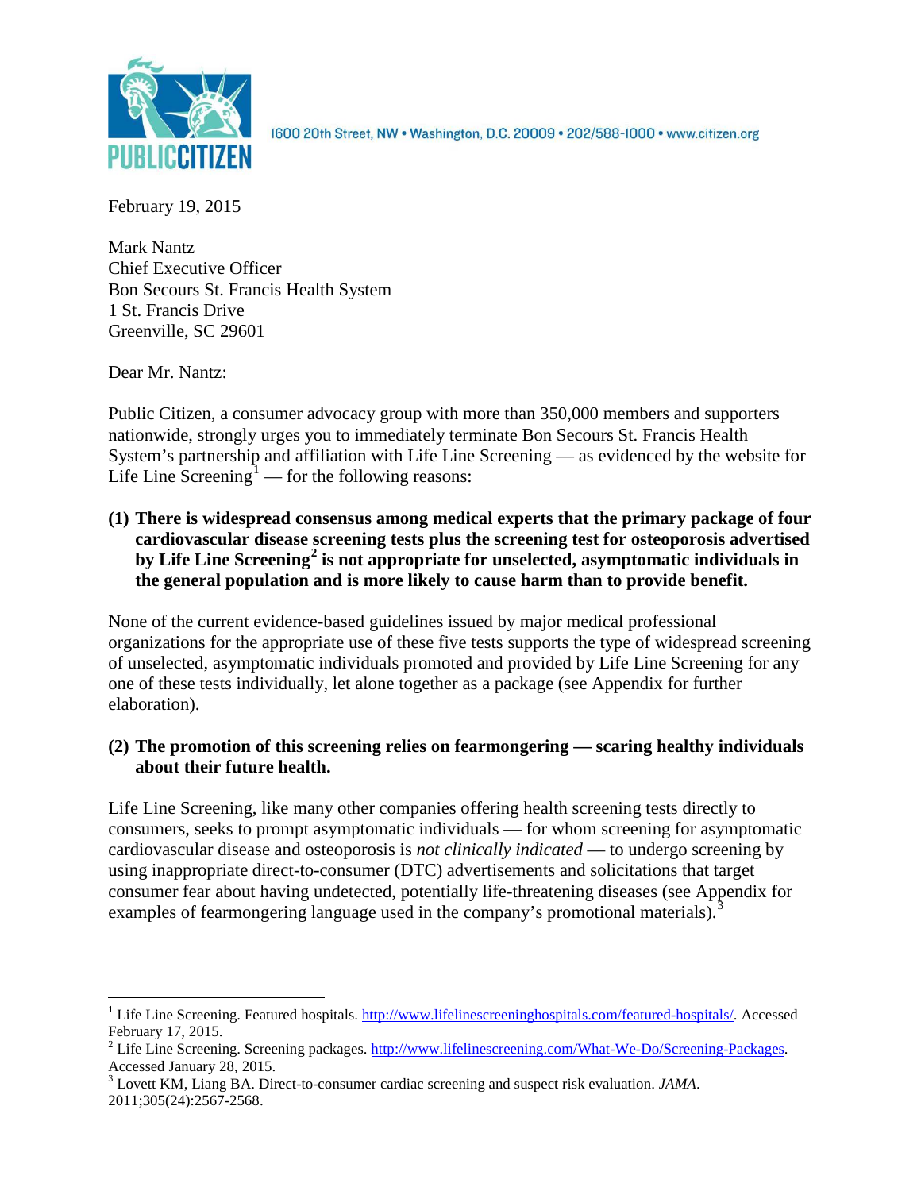PUBLIC CITIZEN

1600 20th Street, NW • Washington, D.C. 20009 • 202/588-1000 • www.citizen.org

February 19, 2015

Mark Nantz
Chief Executive Officer
Bon Secours St. Francis Health System
1 St. Francis Drive
Greenville, SC 29601

Dear Mr. Nantz:

Public Citizen, a consumer advocacy group with more than 350,000 members and supporters nationwide, strongly urges you to immediately terminate Bon Secours St. Francis Health System's partnership and affiliation with Life Line Screening — as evidenced by the website for Life Line Screening[1] — for the following reasons:

**(1) There is widespread consensus among medical experts that the primary package of four cardiovascular disease screening tests plus the screening test for osteoporosis advertised by Life Line Screening[2] is not appropriate for unselected, asymptomatic individuals in the general population and is more likely to cause harm than to provide benefit.**

None of the current evidence-based guidelines issued by major medical professional organizations for the appropriate use of these five tests supports the type of widespread screening of unselected, asymptomatic individuals promoted and provided by Life Line Screening for any one of these tests individually, let alone together as a package (see Appendix for further elaboration).

**(2) The promotion of this screening relies on fearmongering — scaring healthy individuals about their future health.**

Life Line Screening, like many other companies offering health screening tests directly to consumers, seeks to prompt asymptomatic individuals — for whom screening for asymptomatic cardiovascular disease and osteoporosis is *not clinically indicated* — to undergo screening by using inappropriate direct-to-consumer (DTC) advertisements and solicitations that target consumer fear about having undetected, potentially life-threatening diseases (see Appendix for examples of fearmongering language used in the company's promotional materials).[3]

---

[1] Life Line Screening. Featured hospitals. http://www.lifelinescreeninghospitals.com/featured-hospitals/. Accessed February 17, 2015.

[2] Life Line Screening. Screening packages. http://www.lifelinescreening.com/What-We-Do/Screening-Packages. Accessed January 28, 2015.

[3] Lovett KM, Liang BA. Direct-to-consumer cardiac screening and suspect risk evaluation. *JAMA*. 2011;305(24):2567-2568.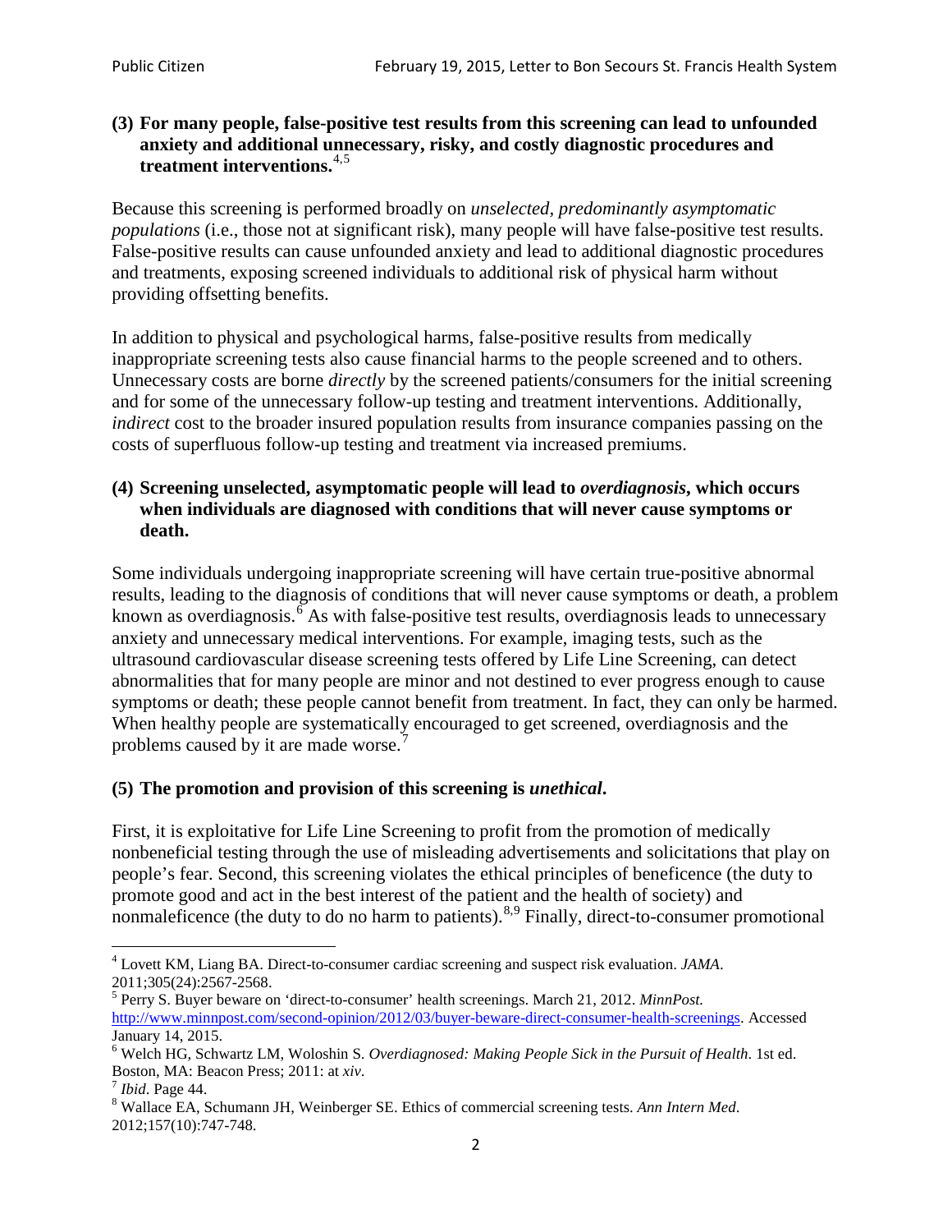**(3) For many people, false-positive test results from this screening can lead to unfounded anxiety and additional unnecessary, risky, and costly diagnostic procedures and treatment interventions.**[4,5]

Because this screening is performed broadly on *unselected, predominantly asymptomatic populations* (i.e., those not at significant risk), many people will have false-positive test results. False-positive results can cause unfounded anxiety and lead to additional diagnostic procedures and treatments, exposing screened individuals to additional risk of physical harm without providing offsetting benefits.

In addition to physical and psychological harms, false-positive results from medically inappropriate screening tests also cause financial harms to the people screened and to others. Unnecessary costs are borne *directly* by the screened patients/consumers for the initial screening and for some of the unnecessary follow-up testing and treatment interventions. Additionally, *indirect* cost to the broader insured population results from insurance companies passing on the costs of superfluous follow-up testing and treatment via increased premiums.

**(4) Screening unselected, asymptomatic people will lead to *overdiagnosis*, which occurs when individuals are diagnosed with conditions that will never cause symptoms or death.**

Some individuals undergoing inappropriate screening will have certain true-positive abnormal results, leading to the diagnosis of conditions that will never cause symptoms or death, a problem known as overdiagnosis.[6] As with false-positive test results, overdiagnosis leads to unnecessary anxiety and unnecessary medical interventions. For example, imaging tests, such as the ultrasound cardiovascular disease screening tests offered by Life Line Screening, can detect abnormalities that for many people are minor and not destined to ever progress enough to cause symptoms or death; these people cannot benefit from treatment. In fact, they can only be harmed. When healthy people are systematically encouraged to get screened, overdiagnosis and the problems caused by it are made worse.[7]

**(5) The promotion and provision of this screening is *unethical*.**

First, it is exploitative for Life Line Screening to profit from the promotion of medically nonbeneficial testing through the use of misleading advertisements and solicitations that play on people's fear. Second, this screening violates the ethical principles of beneficence (the duty to promote good and act in the best interest of the patient and the health of society) and nonmaleficence (the duty to do no harm to patients).[8,9] Finally, direct-to-consumer promotional

---

[4] Lovett KM, Liang BA. Direct-to-consumer cardiac screening and suspect risk evaluation. *JAMA*. 2011;305(24):2567-2568.

[5] Perry S. Buyer beware on 'direct-to-consumer' health screenings. March 21, 2012. *MinnPost.* http://www.minnpost.com/second-opinion/2012/03/buyer-beware-direct-consumer-health-screenings. Accessed January 14, 2015.

[6] Welch HG, Schwartz LM, Woloshin S. *Overdiagnosed: Making People Sick in the Pursuit of Health*. 1st ed. Boston, MA: Beacon Press; 2011: at *xiv*.

[7] *Ibid*. Page 44.

[8] Wallace EA, Schumann JH, Weinberger SE. Ethics of commercial screening tests. *Ann Intern Med*. 2012;157(10):747-748.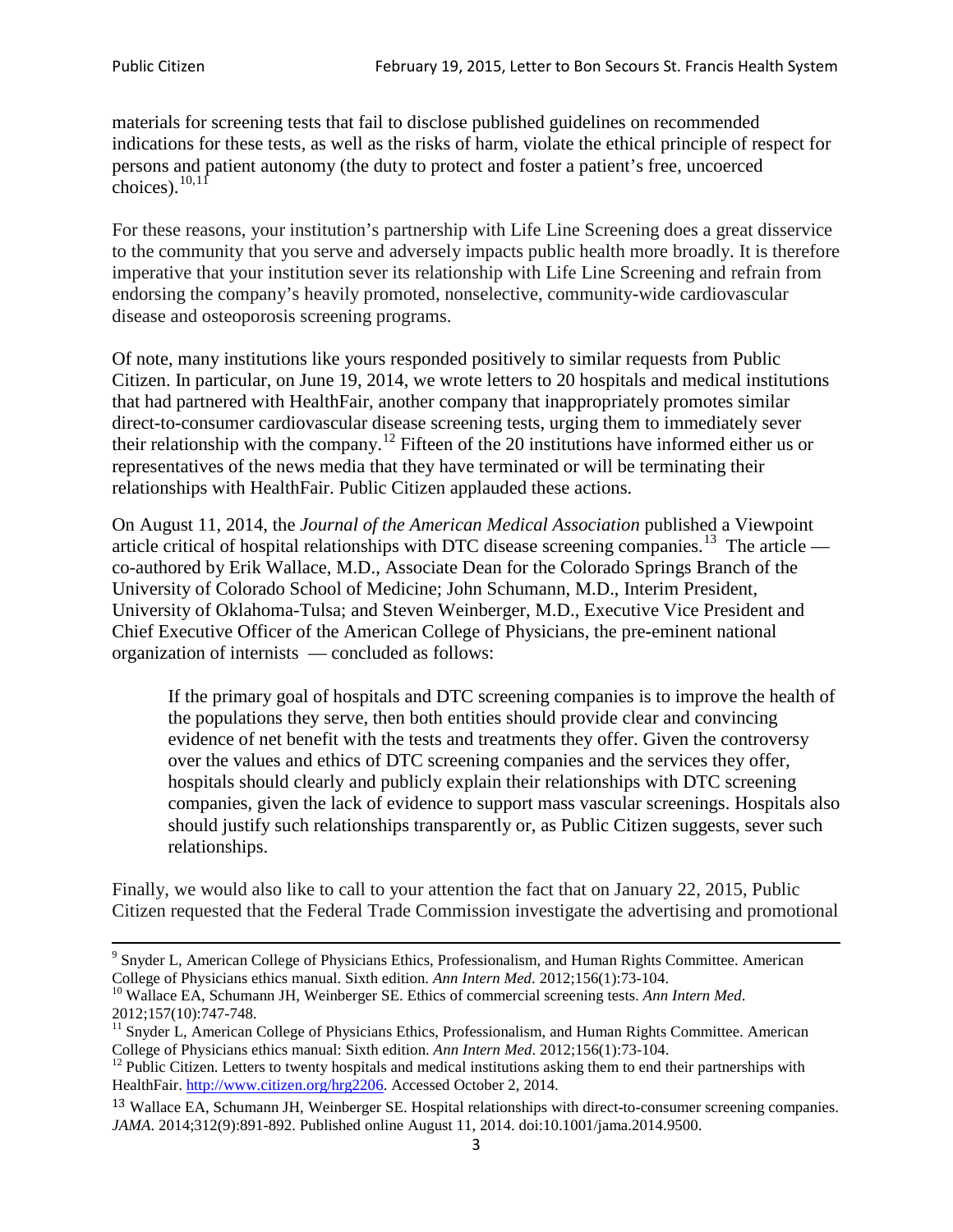materials for screening tests that fail to disclose published guidelines on recommended indications for these tests, as well as the risks of harm, violate the ethical principle of respect for persons and patient autonomy (the duty to protect and foster a patient's free, uncoerced choices).[10,11]

For these reasons, your institution's partnership with Life Line Screening does a great disservice to the community that you serve and adversely impacts public health more broadly. It is therefore imperative that your institution sever its relationship with Life Line Screening and refrain from endorsing the company's heavily promoted, nonselective, community-wide cardiovascular disease and osteoporosis screening programs.

Of note, many institutions like yours responded positively to similar requests from Public Citizen. In particular, on June 19, 2014, we wrote letters to 20 hospitals and medical institutions that had partnered with HealthFair, another company that inappropriately promotes similar direct-to-consumer cardiovascular disease screening tests, urging them to immediately sever their relationship with the company.[12] Fifteen of the 20 institutions have informed either us or representatives of the news media that they have terminated or will be terminating their relationships with HealthFair. Public Citizen applauded these actions.

On August 11, 2014, the *Journal of the American Medical Association* published a Viewpoint article critical of hospital relationships with DTC disease screening companies.[13] The article — co-authored by Erik Wallace, M.D., Associate Dean for the Colorado Springs Branch of the University of Colorado School of Medicine; John Schumann, M.D., Interim President, University of Oklahoma-Tulsa; and Steven Weinberger, M.D., Executive Vice President and Chief Executive Officer of the American College of Physicians, the pre-eminent national organization of internists — concluded as follows:

> If the primary goal of hospitals and DTC screening companies is to improve the health of the populations they serve, then both entities should provide clear and convincing evidence of net benefit with the tests and treatments they offer. Given the controversy over the values and ethics of DTC screening companies and the services they offer, hospitals should clearly and publicly explain their relationships with DTC screening companies, given the lack of evidence to support mass vascular screenings. Hospitals also should justify such relationships transparently or, as Public Citizen suggests, sever such relationships.

Finally, we would also like to call to your attention the fact that on January 22, 2015, Public Citizen requested that the Federal Trade Commission investigate the advertising and promotional

---

[9] Snyder L, American College of Physicians Ethics, Professionalism, and Human Rights Committee. American College of Physicians ethics manual. Sixth edition. *Ann Intern Med*. 2012;156(1):73-104.

[10] Wallace EA, Schumann JH, Weinberger SE. Ethics of commercial screening tests. *Ann Intern Med*. 2012;157(10):747-748.

[11] Snyder L, American College of Physicians Ethics, Professionalism, and Human Rights Committee. American College of Physicians ethics manual: Sixth edition. *Ann Intern Med*. 2012;156(1):73-104.

[12] Public Citizen. Letters to twenty hospitals and medical institutions asking them to end their partnerships with HealthFair. http://www.citizen.org/hrg2206. Accessed October 2, 2014.

[13] Wallace EA, Schumann JH, Weinberger SE. Hospital relationships with direct-to-consumer screening companies. *JAMA*. 2014;312(9):891-892. Published online August 11, 2014. doi:10.1001/jama.2014.9500.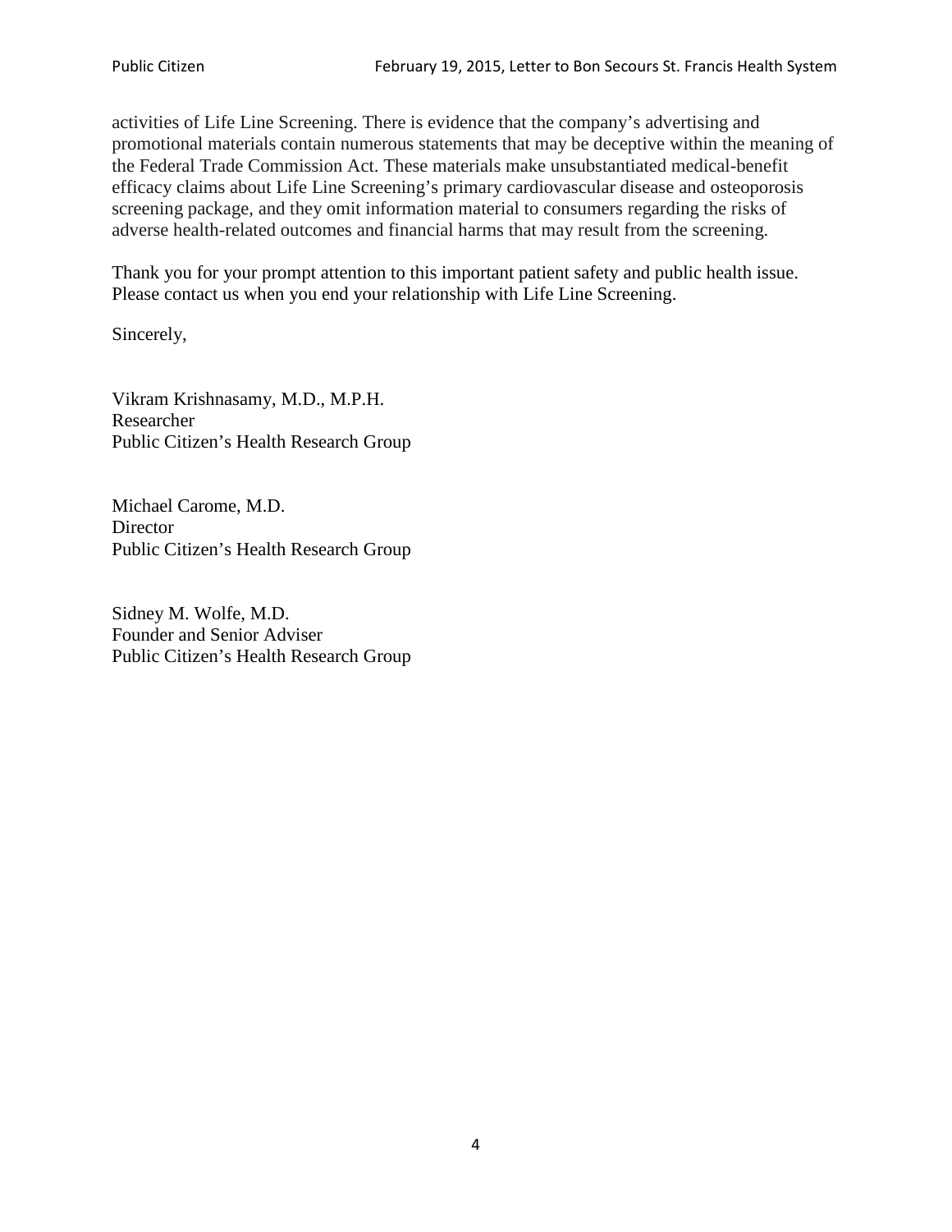activities of Life Line Screening. There is evidence that the company's advertising and promotional materials contain numerous statements that may be deceptive within the meaning of the Federal Trade Commission Act. These materials make unsubstantiated medical-benefit efficacy claims about Life Line Screening's primary cardiovascular disease and osteoporosis screening package, and they omit information material to consumers regarding the risks of adverse health-related outcomes and financial harms that may result from the screening.

Thank you for your prompt attention to this important patient safety and public health issue. Please contact us when you end your relationship with Life Line Screening.

Sincerely,

Vikram Krishnasamy, M.D., M.P.H.
Researcher
Public Citizen's Health Research Group

Michael Carome, M.D.
Director
Public Citizen's Health Research Group

Sidney M. Wolfe, M.D.
Founder and Senior Adviser
Public Citizen's Health Research Group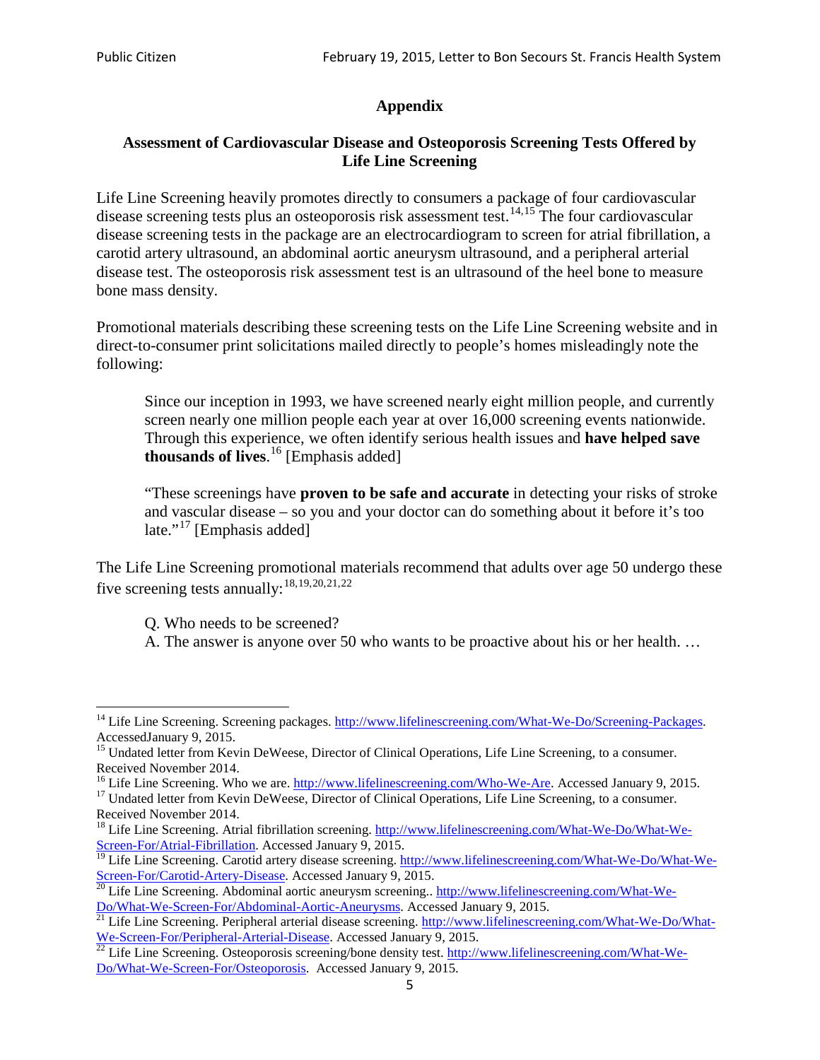## Appendix

### Assessment of Cardiovascular Disease and Osteoporosis Screening Tests Offered by Life Line Screening

Life Line Screening heavily promotes directly to consumers a package of four cardiovascular disease screening tests plus an osteoporosis risk assessment test.[14,15] The four cardiovascular disease screening tests in the package are an electrocardiogram to screen for atrial fibrillation, a carotid artery ultrasound, an abdominal aortic aneurysm ultrasound, and a peripheral arterial disease test. The osteoporosis risk assessment test is an ultrasound of the heel bone to measure bone mass density.

Promotional materials describing these screening tests on the Life Line Screening website and in direct-to-consumer print solicitations mailed directly to people's homes misleadingly note the following:

> Since our inception in 1993, we have screened nearly eight million people, and currently screen nearly one million people each year at over 16,000 screening events nationwide. Through this experience, we often identify serious health issues and **have helped save thousands of lives**.[16] [Emphasis added]
>
> "These screenings have **proven to be safe and accurate** in detecting your risks of stroke and vascular disease – so you and your doctor can do something about it before it's too late."[17] [Emphasis added]

The Life Line Screening promotional materials recommend that adults over age 50 undergo these five screening tests annually:[18,19,20,21,22]

> Q. Who needs to be screened?
> A. The answer is anyone over 50 who wants to be proactive about his or her health. …

---

[14] Life Line Screening. Screening packages. http://www.lifelinescreening.com/What-We-Do/Screening-Packages. AccessedJanuary 9, 2015.

[15] Undated letter from Kevin DeWeese, Director of Clinical Operations, Life Line Screening, to a consumer. Received November 2014.

[16] Life Line Screening. Who we are. http://www.lifelinescreening.com/Who-We-Are. Accessed January 9, 2015.

[17] Undated letter from Kevin DeWeese, Director of Clinical Operations, Life Line Screening, to a consumer. Received November 2014.

[18] Life Line Screening. Atrial fibrillation screening. http://www.lifelinescreening.com/What-We-Do/What-We-Screen-For/Atrial-Fibrillation. Accessed January 9, 2015.

[19] Life Line Screening. Carotid artery disease screening. http://www.lifelinescreening.com/What-We-Do/What-We-Screen-For/Carotid-Artery-Disease. Accessed January 9, 2015.

[20] Life Line Screening. Abdominal aortic aneurysm screening.. http://www.lifelinescreening.com/What-We-Do/What-We-Screen-For/Abdominal-Aortic-Aneurysms. Accessed January 9, 2015.

[21] Life Line Screening. Peripheral arterial disease screening. http://www.lifelinescreening.com/What-We-Do/What-We-Screen-For/Peripheral-Arterial-Disease. Accessed January 9, 2015.

[22] Life Line Screening. Osteoporosis screening/bone density test. http://www.lifelinescreening.com/What-We-Do/What-We-Screen-For/Osteoporosis. Accessed January 9, 2015.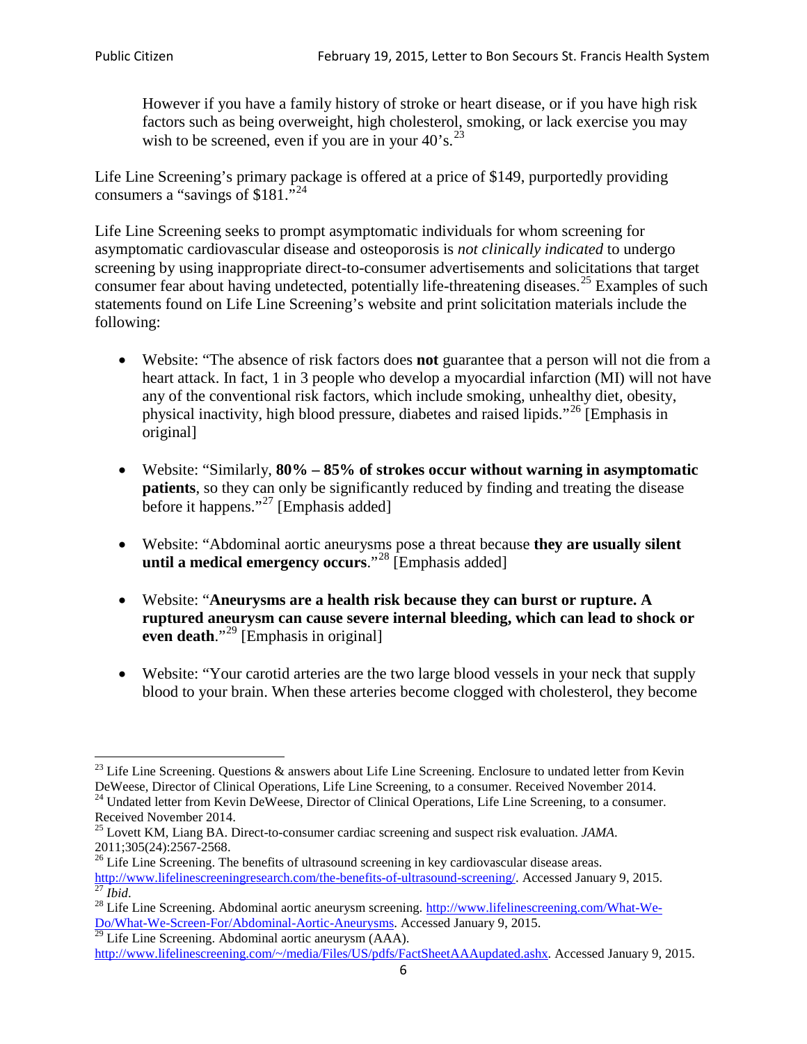> However if you have a family history of stroke or heart disease, or if you have high risk factors such as being overweight, high cholesterol, smoking, or lack exercise you may wish to be screened, even if you are in your 40's.[23]

Life Line Screening's primary package is offered at a price of $149, purportedly providing consumers a "savings of $181."[24]

Life Line Screening seeks to prompt asymptomatic individuals for whom screening for asymptomatic cardiovascular disease and osteoporosis is *not clinically indicated* to undergo screening by using inappropriate direct-to-consumer advertisements and solicitations that target consumer fear about having undetected, potentially life-threatening diseases.[25] Examples of such statements found on Life Line Screening's website and print solicitation materials include the following:

- Website: "The absence of risk factors does **not** guarantee that a person will not die from a heart attack. In fact, 1 in 3 people who develop a myocardial infarction (MI) will not have any of the conventional risk factors, which include smoking, unhealthy diet, obesity, physical inactivity, high blood pressure, diabetes and raised lipids."[26] [Emphasis in original]

- Website: "Similarly, **80% – 85% of strokes occur without warning in asymptomatic patients**, so they can only be significantly reduced by finding and treating the disease before it happens."[27] [Emphasis added]

- Website: "Abdominal aortic aneurysms pose a threat because **they are usually silent until a medical emergency occurs**."[28] [Emphasis added]

- Website: "**Aneurysms are a health risk because they can burst or rupture. A ruptured aneurysm can cause severe internal bleeding, which can lead to shock or even death**."[29] [Emphasis in original]

- Website: "Your carotid arteries are the two large blood vessels in your neck that supply blood to your brain. When these arteries become clogged with cholesterol, they become

---

[23] Life Line Screening. Questions & answers about Life Line Screening. Enclosure to undated letter from Kevin DeWeese, Director of Clinical Operations, Life Line Screening, to a consumer. Received November 2014.

[24] Undated letter from Kevin DeWeese, Director of Clinical Operations, Life Line Screening, to a consumer. Received November 2014.

[25] Lovett KM, Liang BA. Direct-to-consumer cardiac screening and suspect risk evaluation. *JAMA*. 2011;305(24):2567-2568.

[26] Life Line Screening. The benefits of ultrasound screening in key cardiovascular disease areas. http://www.lifelinescreeningresearch.com/the-benefits-of-ultrasound-screening/. Accessed January 9, 2015.

[27] *Ibid*.

[28] Life Line Screening. Abdominal aortic aneurysm screening. http://www.lifelinescreening.com/What-We-Do/What-We-Screen-For/Abdominal-Aortic-Aneurysms. Accessed January 9, 2015.

[29] Life Line Screening. Abdominal aortic aneurysm (AAA). http://www.lifelinescreening.com/~/media/Files/US/pdfs/FactSheetAAAupdated.ashx. Accessed January 9, 2015.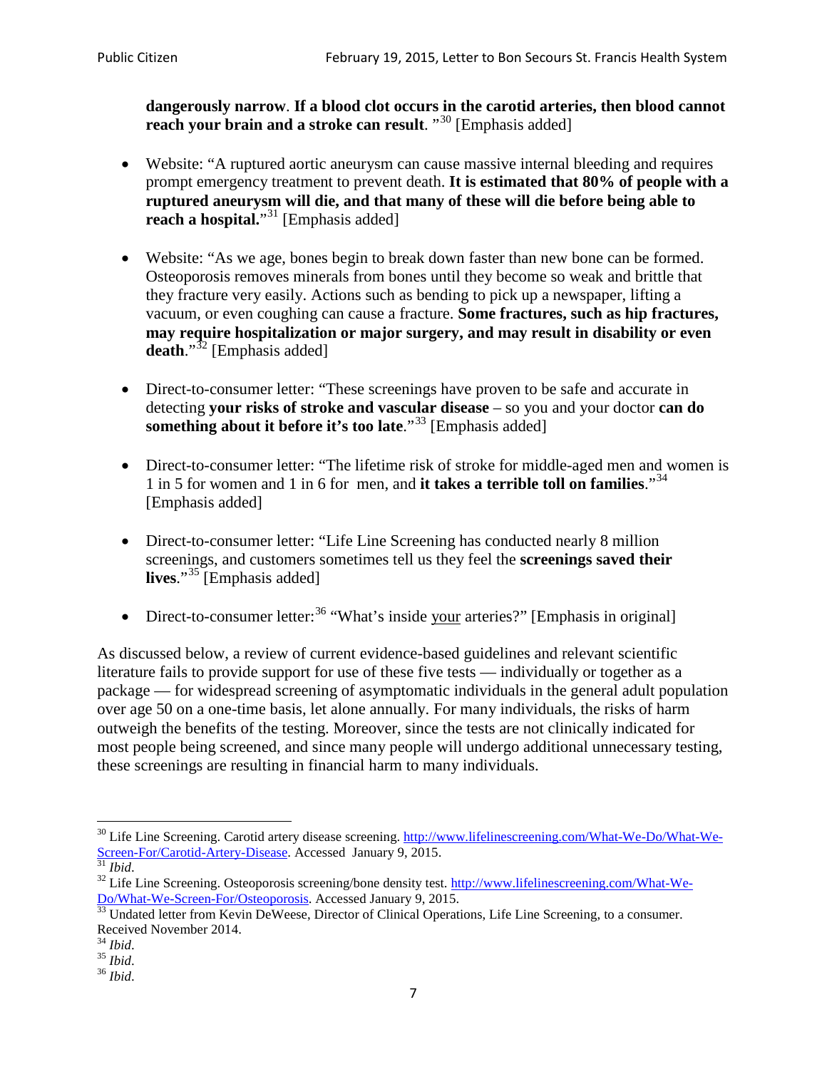**dangerously narrow**. **If a blood clot occurs in the carotid arteries, then blood cannot reach your brain and a stroke can result**. "[30] [Emphasis added]

- Website: "A ruptured aortic aneurysm can cause massive internal bleeding and requires prompt emergency treatment to prevent death. **It is estimated that 80% of people with a ruptured aneurysm will die, and that many of these will die before being able to reach a hospital.**"[31] [Emphasis added]

- Website: "As we age, bones begin to break down faster than new bone can be formed. Osteoporosis removes minerals from bones until they become so weak and brittle that they fracture very easily. Actions such as bending to pick up a newspaper, lifting a vacuum, or even coughing can cause a fracture. **Some fractures, such as hip fractures, may require hospitalization or major surgery, and may result in disability or even death**."[32] [Emphasis added]

- Direct-to-consumer letter: "These screenings have proven to be safe and accurate in detecting **your risks of stroke and vascular disease** – so you and your doctor **can do something about it before it's too late**."[33] [Emphasis added]

- Direct-to-consumer letter: "The lifetime risk of stroke for middle-aged men and women is 1 in 5 for women and 1 in 6 for men, and **it takes a terrible toll on families**."[34] [Emphasis added]

- Direct-to-consumer letter: "Life Line Screening has conducted nearly 8 million screenings, and customers sometimes tell us they feel the **screenings saved their lives**."[35] [Emphasis added]

- Direct-to-consumer letter:[36] "What's inside <u>your</u> arteries?" [Emphasis in original]

As discussed below, a review of current evidence-based guidelines and relevant scientific literature fails to provide support for use of these five tests — individually or together as a package — for widespread screening of asymptomatic individuals in the general adult population over age 50 on a one-time basis, let alone annually. For many individuals, the risks of harm outweigh the benefits of the testing. Moreover, since the tests are not clinically indicated for most people being screened, and since many people will undergo additional unnecessary testing, these screenings are resulting in financial harm to many individuals.

---

[30] Life Line Screening. Carotid artery disease screening. http://www.lifelinescreening.com/What-We-Do/What-We-Screen-For/Carotid-Artery-Disease. Accessed January 9, 2015.

[31] *Ibid*.

[32] Life Line Screening. Osteoporosis screening/bone density test. http://www.lifelinescreening.com/What-We-Do/What-We-Screen-For/Osteoporosis. Accessed January 9, 2015.

[33] Undated letter from Kevin DeWeese, Director of Clinical Operations, Life Line Screening, to a consumer. Received November 2014.

[34] *Ibid*.

[35] *Ibid*.

[36] *Ibid*.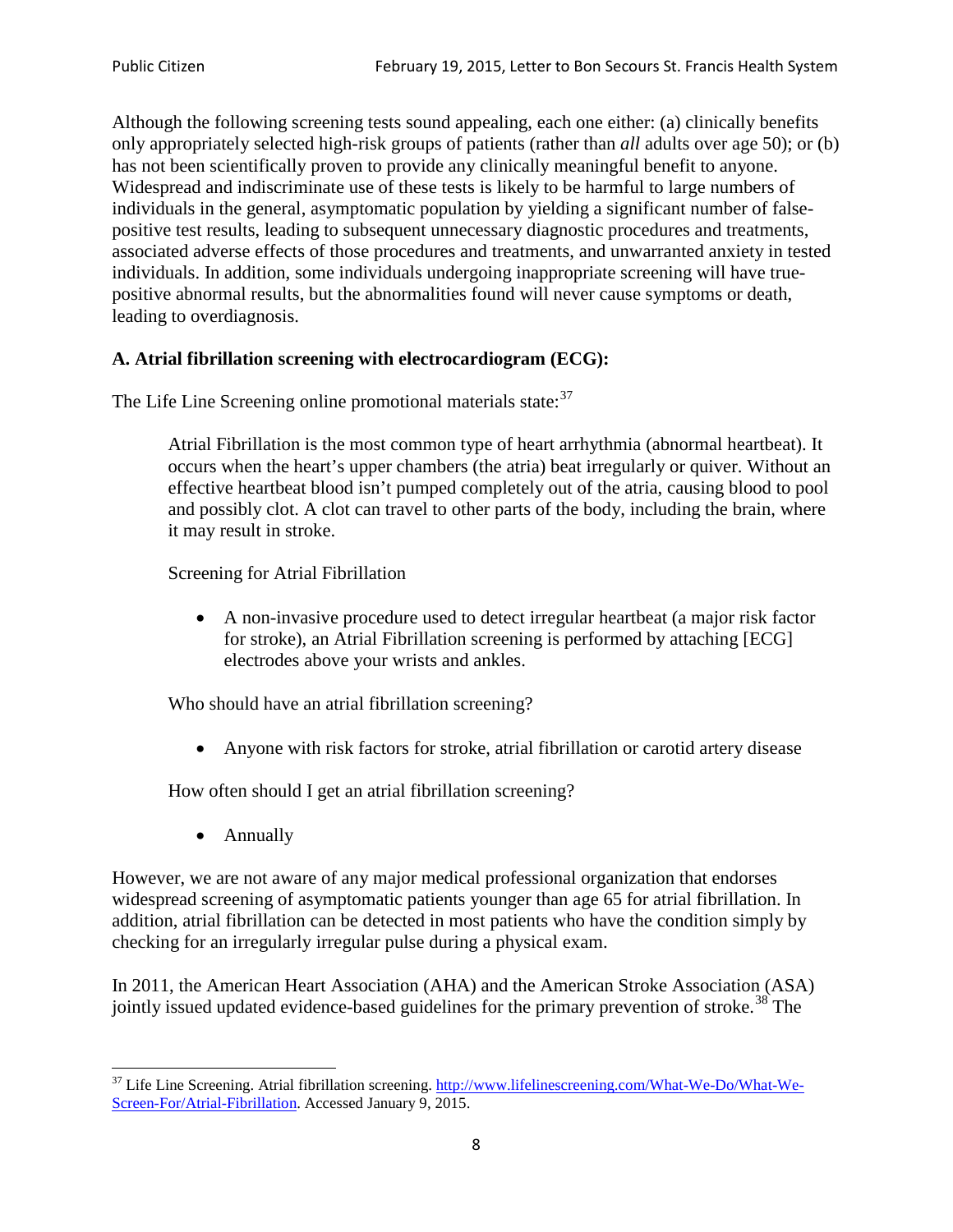Although the following screening tests sound appealing, each one either: (a) clinically benefits only appropriately selected high-risk groups of patients (rather than *all* adults over age 50); or (b) has not been scientifically proven to provide any clinically meaningful benefit to anyone. Widespread and indiscriminate use of these tests is likely to be harmful to large numbers of individuals in the general, asymptomatic population by yielding a significant number of false-positive test results, leading to subsequent unnecessary diagnostic procedures and treatments, associated adverse effects of those procedures and treatments, and unwarranted anxiety in tested individuals. In addition, some individuals undergoing inappropriate screening will have true-positive abnormal results, but the abnormalities found will never cause symptoms or death, leading to overdiagnosis.

**A. Atrial fibrillation screening with electrocardiogram (ECG):**

The Life Line Screening online promotional materials state:[37]

> Atrial Fibrillation is the most common type of heart arrhythmia (abnormal heartbeat). It occurs when the heart's upper chambers (the atria) beat irregularly or quiver. Without an effective heartbeat blood isn't pumped completely out of the atria, causing blood to pool and possibly clot. A clot can travel to other parts of the body, including the brain, where it may result in stroke.
>
> Screening for Atrial Fibrillation
>
> - A non-invasive procedure used to detect irregular heartbeat (a major risk factor for stroke), an Atrial Fibrillation screening is performed by attaching [ECG] electrodes above your wrists and ankles.
>
> Who should have an atrial fibrillation screening?
>
> - Anyone with risk factors for stroke, atrial fibrillation or carotid artery disease
>
> How often should I get an atrial fibrillation screening?
>
> - Annually

However, we are not aware of any major medical professional organization that endorses widespread screening of asymptomatic patients younger than age 65 for atrial fibrillation. In addition, atrial fibrillation can be detected in most patients who have the condition simply by checking for an irregularly irregular pulse during a physical exam.

In 2011, the American Heart Association (AHA) and the American Stroke Association (ASA) jointly issued updated evidence-based guidelines for the primary prevention of stroke.[38] The

---

[37] Life Line Screening. Atrial fibrillation screening. http://www.lifelinescreening.com/What-We-Do/What-We-Screen-For/Atrial-Fibrillation. Accessed January 9, 2015.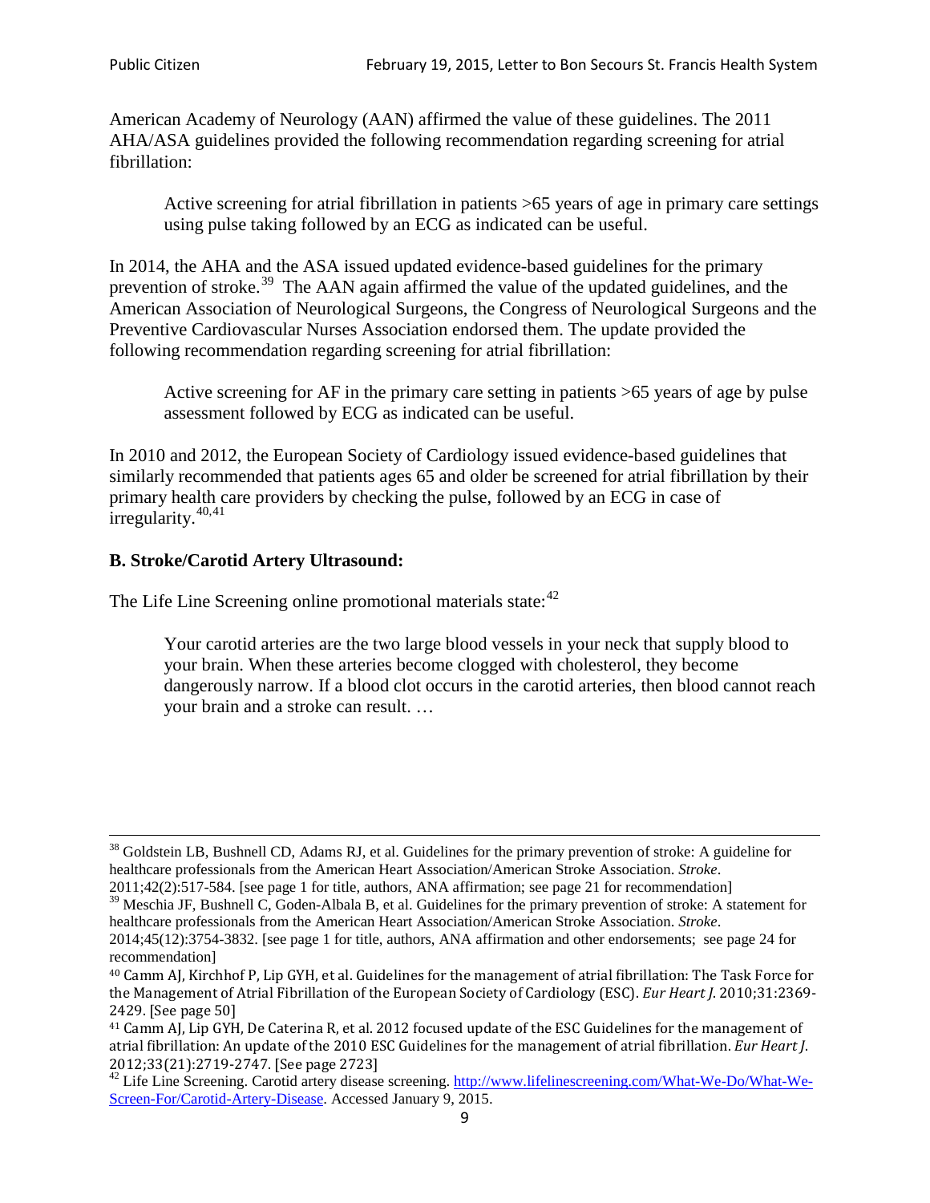American Academy of Neurology (AAN) affirmed the value of these guidelines. The 2011 AHA/ASA guidelines provided the following recommendation regarding screening for atrial fibrillation:

> Active screening for atrial fibrillation in patients >65 years of age in primary care settings using pulse taking followed by an ECG as indicated can be useful.

In 2014, the AHA and the ASA issued updated evidence-based guidelines for the primary prevention of stroke.[39] The AAN again affirmed the value of the updated guidelines, and the American Association of Neurological Surgeons, the Congress of Neurological Surgeons and the Preventive Cardiovascular Nurses Association endorsed them. The update provided the following recommendation regarding screening for atrial fibrillation:

> Active screening for AF in the primary care setting in patients >65 years of age by pulse assessment followed by ECG as indicated can be useful.

In 2010 and 2012, the European Society of Cardiology issued evidence-based guidelines that similarly recommended that patients ages 65 and older be screened for atrial fibrillation by their primary health care providers by checking the pulse, followed by an ECG in case of irregularity.[40,41]

**B. Stroke/Carotid Artery Ultrasound:**

The Life Line Screening online promotional materials state:[42]

> Your carotid arteries are the two large blood vessels in your neck that supply blood to your brain. When these arteries become clogged with cholesterol, they become dangerously narrow. If a blood clot occurs in the carotid arteries, then blood cannot reach your brain and a stroke can result. …

---

[38] Goldstein LB, Bushnell CD, Adams RJ, et al. Guidelines for the primary prevention of stroke: A guideline for healthcare professionals from the American Heart Association/American Stroke Association. *Stroke*. 2011;42(2):517-584. [see page 1 for title, authors, ANA affirmation; see page 21 for recommendation]

[39] Meschia JF, Bushnell C, Goden-Albala B, et al. Guidelines for the primary prevention of stroke: A statement for healthcare professionals from the American Heart Association/American Stroke Association. *Stroke*. 2014;45(12):3754-3832. [see page 1 for title, authors, ANA affirmation and other endorsements; see page 24 for recommendation]

[40] Camm AJ, Kirchhof P, Lip GYH, et al. Guidelines for the management of atrial fibrillation: The Task Force for the Management of Atrial Fibrillation of the European Society of Cardiology (ESC). *Eur Heart J*. 2010;31:2369-2429. [See page 50]

[41] Camm AJ, Lip GYH, De Caterina R, et al. 2012 focused update of the ESC Guidelines for the management of atrial fibrillation: An update of the 2010 ESC Guidelines for the management of atrial fibrillation. *Eur Heart J*. 2012;33(21):2719-2747. [See page 2723]

[42] Life Line Screening. Carotid artery disease screening. http://www.lifelinescreening.com/What-We-Do/What-We-Screen-For/Carotid-Artery-Disease. Accessed January 9, 2015.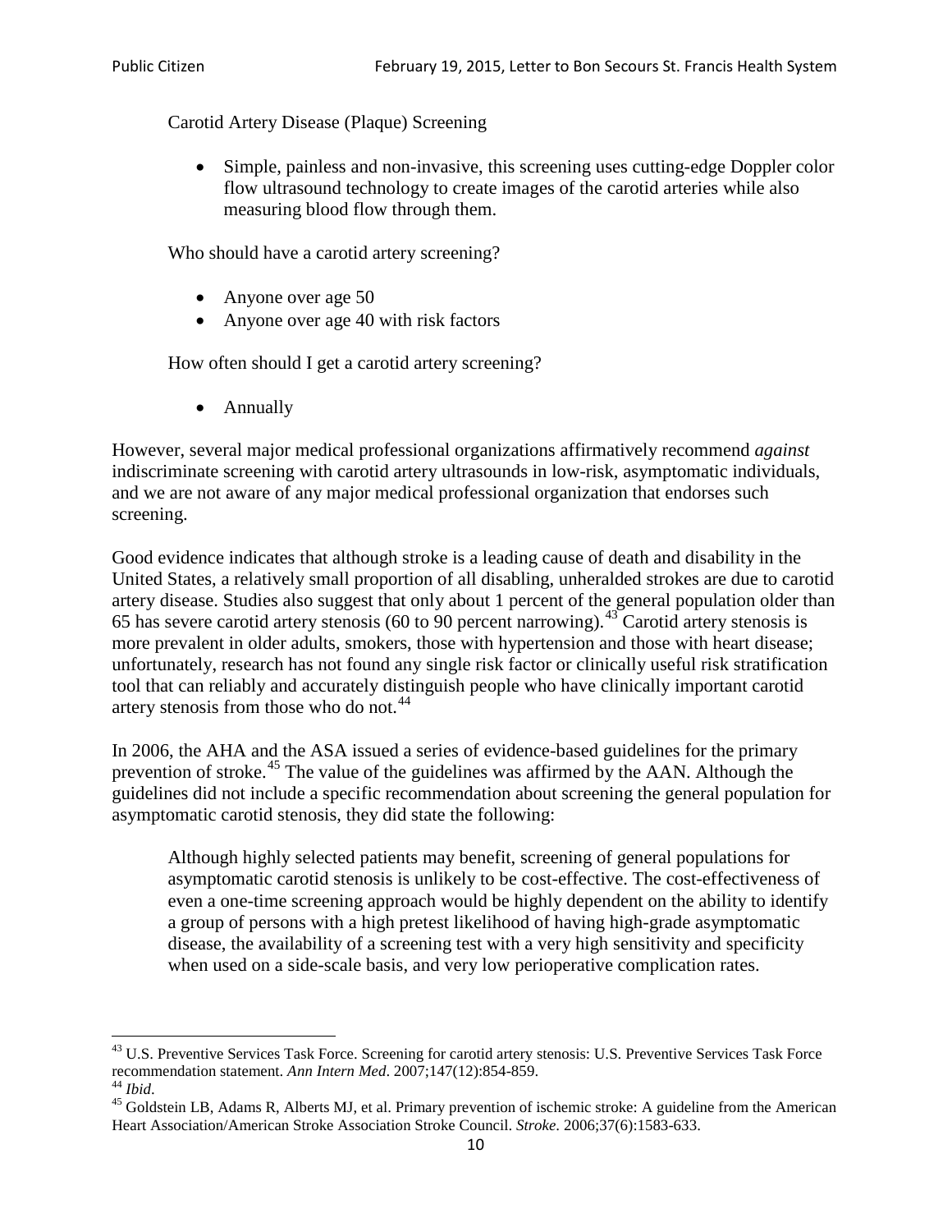Carotid Artery Disease (Plaque) Screening

- Simple, painless and non-invasive, this screening uses cutting-edge Doppler color flow ultrasound technology to create images of the carotid arteries while also measuring blood flow through them.

Who should have a carotid artery screening?

- Anyone over age 50
- Anyone over age 40 with risk factors

How often should I get a carotid artery screening?

- Annually

However, several major medical professional organizations affirmatively recommend *against* indiscriminate screening with carotid artery ultrasounds in low-risk, asymptomatic individuals, and we are not aware of any major medical professional organization that endorses such screening.

Good evidence indicates that although stroke is a leading cause of death and disability in the United States, a relatively small proportion of all disabling, unheralded strokes are due to carotid artery disease. Studies also suggest that only about 1 percent of the general population older than 65 has severe carotid artery stenosis (60 to 90 percent narrowing).[43] Carotid artery stenosis is more prevalent in older adults, smokers, those with hypertension and those with heart disease; unfortunately, research has not found any single risk factor or clinically useful risk stratification tool that can reliably and accurately distinguish people who have clinically important carotid artery stenosis from those who do not.[44]

In 2006, the AHA and the ASA issued a series of evidence-based guidelines for the primary prevention of stroke.[45] The value of the guidelines was affirmed by the AAN. Although the guidelines did not include a specific recommendation about screening the general population for asymptomatic carotid stenosis, they did state the following:

> Although highly selected patients may benefit, screening of general populations for asymptomatic carotid stenosis is unlikely to be cost-effective. The cost-effectiveness of even a one-time screening approach would be highly dependent on the ability to identify a group of persons with a high pretest likelihood of having high-grade asymptomatic disease, the availability of a screening test with a very high sensitivity and specificity when used on a side-scale basis, and very low perioperative complication rates.

---

[43] U.S. Preventive Services Task Force. Screening for carotid artery stenosis: U.S. Preventive Services Task Force recommendation statement. *Ann Intern Med*. 2007;147(12):854-859.

[44] *Ibid*.

[45] Goldstein LB, Adams R, Alberts MJ, et al. Primary prevention of ischemic stroke: A guideline from the American Heart Association/American Stroke Association Stroke Council. *Stroke*. 2006;37(6):1583-633.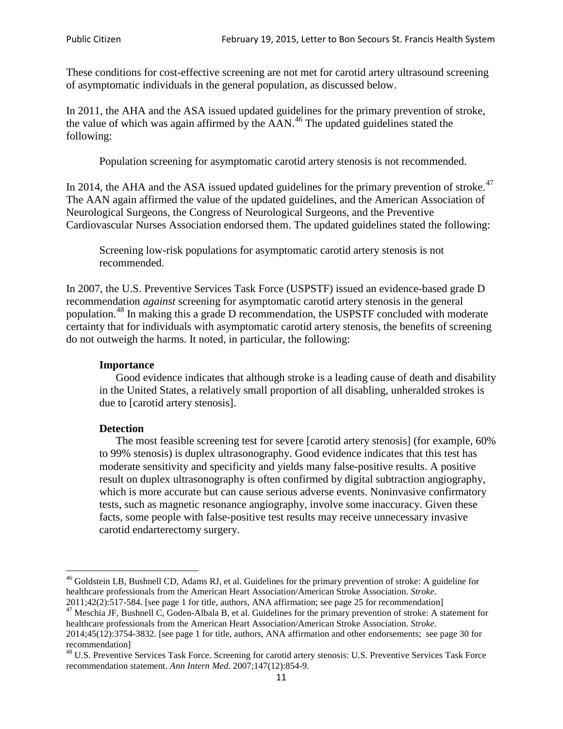These conditions for cost-effective screening are not met for carotid artery ultrasound screening of asymptomatic individuals in the general population, as discussed below.

In 2011, the AHA and the ASA issued updated guidelines for the primary prevention of stroke, the value of which was again affirmed by the AAN.[46] The updated guidelines stated the following:

> Population screening for asymptomatic carotid artery stenosis is not recommended.

In 2014, the AHA and the ASA issued updated guidelines for the primary prevention of stroke.[47] The AAN again affirmed the value of the updated guidelines, and the American Association of Neurological Surgeons, the Congress of Neurological Surgeons, and the Preventive Cardiovascular Nurses Association endorsed them. The updated guidelines stated the following:

> Screening low-risk populations for asymptomatic carotid artery stenosis is not recommended.

In 2007, the U.S. Preventive Services Task Force (USPSTF) issued an evidence-based grade D recommendation *against* screening for asymptomatic carotid artery stenosis in the general population.[48] In making this a grade D recommendation, the USPSTF concluded with moderate certainty that for individuals with asymptomatic carotid artery stenosis, the benefits of screening do not outweigh the harms. It noted, in particular, the following:

> **Importance**
>
> Good evidence indicates that although stroke is a leading cause of death and disability in the United States, a relatively small proportion of all disabling, unheralded strokes is due to [carotid artery stenosis].
>
> **Detection**
>
> The most feasible screening test for severe [carotid artery stenosis] (for example, 60% to 99% stenosis) is duplex ultrasonography. Good evidence indicates that this test has moderate sensitivity and specificity and yields many false-positive results. A positive result on duplex ultrasonography is often confirmed by digital subtraction angiography, which is more accurate but can cause serious adverse events. Noninvasive confirmatory tests, such as magnetic resonance angiography, involve some inaccuracy. Given these facts, some people with false-positive test results may receive unnecessary invasive carotid endarterectomy surgery.

---

[46] Goldstein LB, Bushnell CD, Adams RJ, et al. Guidelines for the primary prevention of stroke: A guideline for healthcare professionals from the American Heart Association/American Stroke Association. *Stroke*. 2011;42(2):517-584. [see page 1 for title, authors, ANA affirmation; see page 25 for recommendation]

[47] Meschia JF, Bushnell C, Goden-Albala B, et al. Guidelines for the primary prevention of stroke: A statement for healthcare professionals from the American Heart Association/American Stroke Association. *Stroke*. 2014;45(12):3754-3832. [see page 1 for title, authors, ANA affirmation and other endorsements; see page 30 for recommendation]

[48] U.S. Preventive Services Task Force. Screening for carotid artery stenosis: U.S. Preventive Services Task Force recommendation statement. *Ann Intern Med*. 2007;147(12):854-9.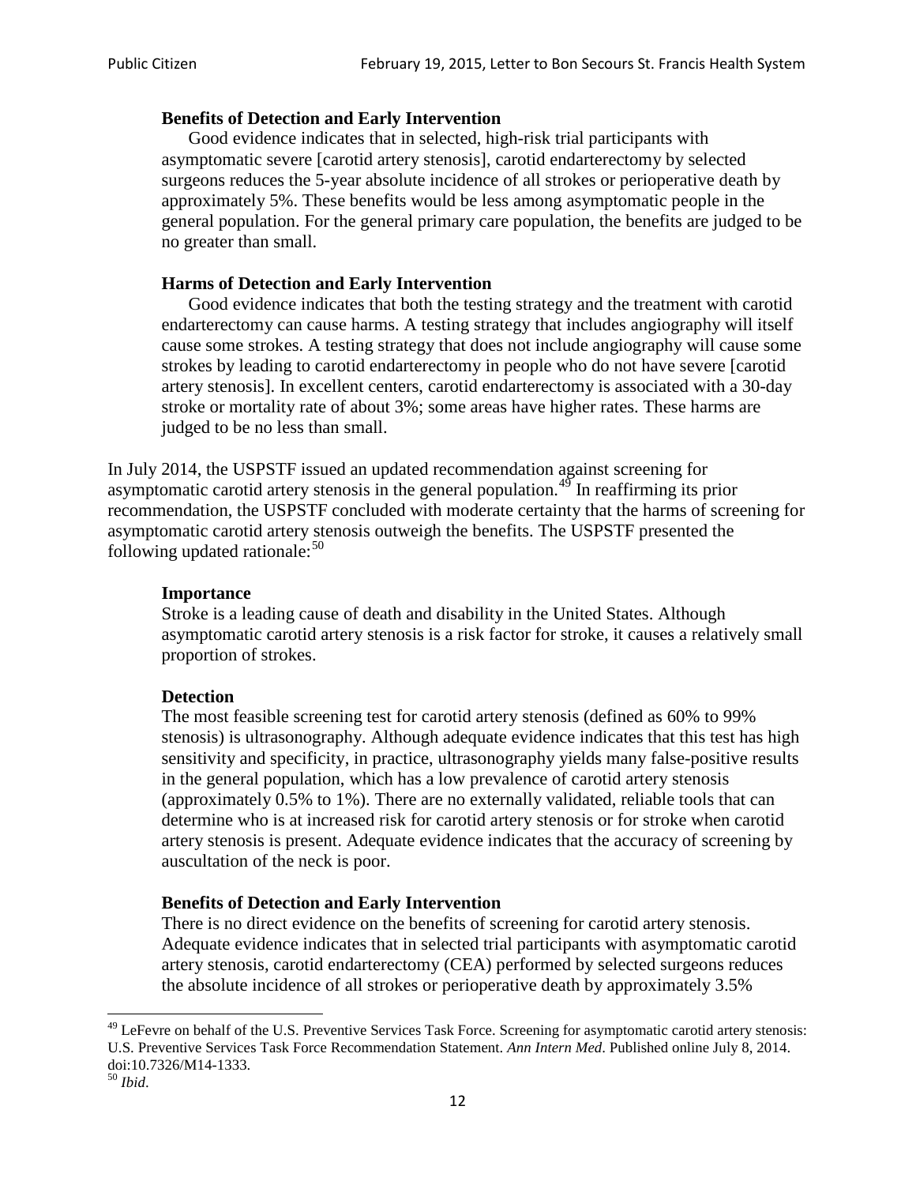**Benefits of Detection and Early Intervention**

Good evidence indicates that in selected, high-risk trial participants with asymptomatic severe [carotid artery stenosis], carotid endarterectomy by selected surgeons reduces the 5-year absolute incidence of all strokes or perioperative death by approximately 5%. These benefits would be less among asymptomatic people in the general population. For the general primary care population, the benefits are judged to be no greater than small.

**Harms of Detection and Early Intervention**

Good evidence indicates that both the testing strategy and the treatment with carotid endarterectomy can cause harms. A testing strategy that includes angiography will itself cause some strokes. A testing strategy that does not include angiography will cause some strokes by leading to carotid endarterectomy in people who do not have severe [carotid artery stenosis]. In excellent centers, carotid endarterectomy is associated with a 30-day stroke or mortality rate of about 3%; some areas have higher rates. These harms are judged to be no less than small.

In July 2014, the USPSTF issued an updated recommendation against screening for asymptomatic carotid artery stenosis in the general population.[49] In reaffirming its prior recommendation, the USPSTF concluded with moderate certainty that the harms of screening for asymptomatic carotid artery stenosis outweigh the benefits. The USPSTF presented the following updated rationale:[50]

**Importance**

Stroke is a leading cause of death and disability in the United States. Although asymptomatic carotid artery stenosis is a risk factor for stroke, it causes a relatively small proportion of strokes.

**Detection**

The most feasible screening test for carotid artery stenosis (defined as 60% to 99% stenosis) is ultrasonography. Although adequate evidence indicates that this test has high sensitivity and specificity, in practice, ultrasonography yields many false-positive results in the general population, which has a low prevalence of carotid artery stenosis (approximately 0.5% to 1%). There are no externally validated, reliable tools that can determine who is at increased risk for carotid artery stenosis or for stroke when carotid artery stenosis is present. Adequate evidence indicates that the accuracy of screening by auscultation of the neck is poor.

**Benefits of Detection and Early Intervention**

There is no direct evidence on the benefits of screening for carotid artery stenosis. Adequate evidence indicates that in selected trial participants with asymptomatic carotid artery stenosis, carotid endarterectomy (CEA) performed by selected surgeons reduces the absolute incidence of all strokes or perioperative death by approximately 3.5%

---

[49] LeFevre on behalf of the U.S. Preventive Services Task Force. Screening for asymptomatic carotid artery stenosis: U.S. Preventive Services Task Force Recommendation Statement. *Ann Intern Med*. Published online July 8, 2014. doi:10.7326/M14-1333.

[50] *Ibid*.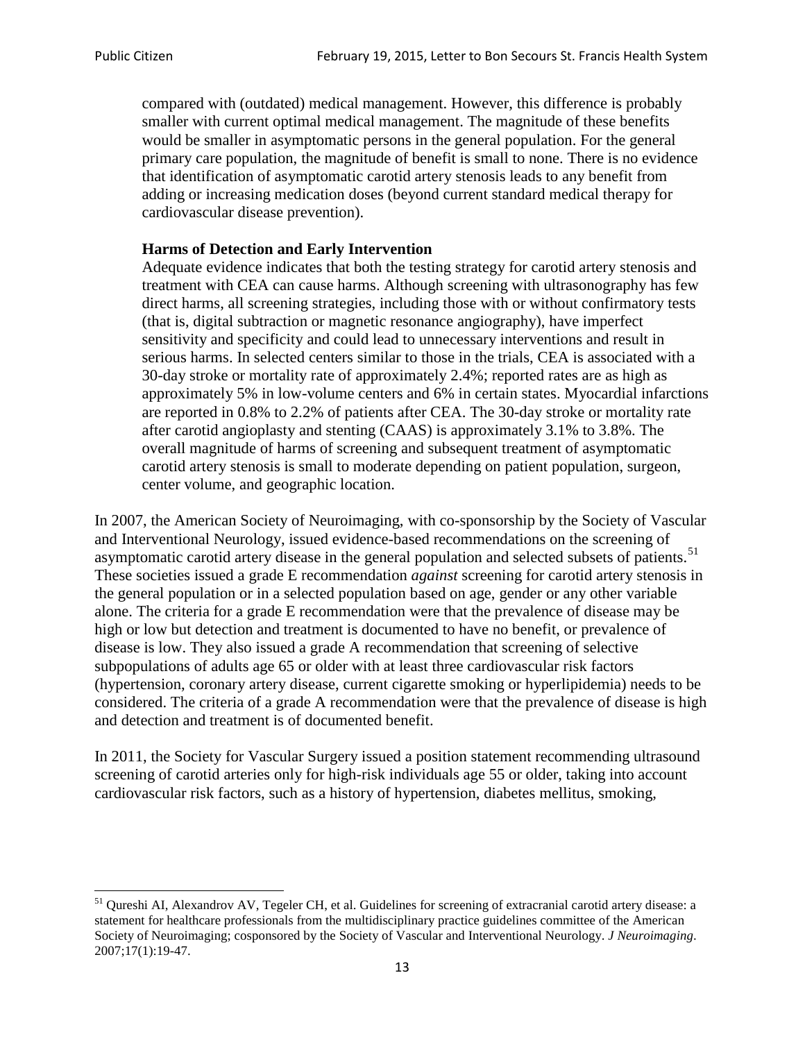> compared with (outdated) medical management. However, this difference is probably smaller with current optimal medical management. The magnitude of these benefits would be smaller in asymptomatic persons in the general population. For the general primary care population, the magnitude of benefit is small to none. There is no evidence that identification of asymptomatic carotid artery stenosis leads to any benefit from adding or increasing medication doses (beyond current standard medical therapy for cardiovascular disease prevention).
>
> **Harms of Detection and Early Intervention**
>
> Adequate evidence indicates that both the testing strategy for carotid artery stenosis and treatment with CEA can cause harms. Although screening with ultrasonography has few direct harms, all screening strategies, including those with or without confirmatory tests (that is, digital subtraction or magnetic resonance angiography), have imperfect sensitivity and specificity and could lead to unnecessary interventions and result in serious harms. In selected centers similar to those in the trials, CEA is associated with a 30-day stroke or mortality rate of approximately 2.4%; reported rates are as high as approximately 5% in low-volume centers and 6% in certain states. Myocardial infarctions are reported in 0.8% to 2.2% of patients after CEA. The 30-day stroke or mortality rate after carotid angioplasty and stenting (CAAS) is approximately 3.1% to 3.8%. The overall magnitude of harms of screening and subsequent treatment of asymptomatic carotid artery stenosis is small to moderate depending on patient population, surgeon, center volume, and geographic location.

In 2007, the American Society of Neuroimaging, with co-sponsorship by the Society of Vascular and Interventional Neurology, issued evidence-based recommendations on the screening of asymptomatic carotid artery disease in the general population and selected subsets of patients.[51] These societies issued a grade E recommendation *against* screening for carotid artery stenosis in the general population or in a selected population based on age, gender or any other variable alone. The criteria for a grade E recommendation were that the prevalence of disease may be high or low but detection and treatment is documented to have no benefit, or prevalence of disease is low. They also issued a grade A recommendation that screening of selective subpopulations of adults age 65 or older with at least three cardiovascular risk factors (hypertension, coronary artery disease, current cigarette smoking or hyperlipidemia) needs to be considered. The criteria of a grade A recommendation were that the prevalence of disease is high and detection and treatment is of documented benefit.

In 2011, the Society for Vascular Surgery issued a position statement recommending ultrasound screening of carotid arteries only for high-risk individuals age 55 or older, taking into account cardiovascular risk factors, such as a history of hypertension, diabetes mellitus, smoking,

---

[51] Qureshi AI, Alexandrov AV, Tegeler CH, et al. Guidelines for screening of extracranial carotid artery disease: a statement for healthcare professionals from the multidisciplinary practice guidelines committee of the American Society of Neuroimaging; cosponsored by the Society of Vascular and Interventional Neurology. *J Neuroimaging*. 2007;17(1):19-47.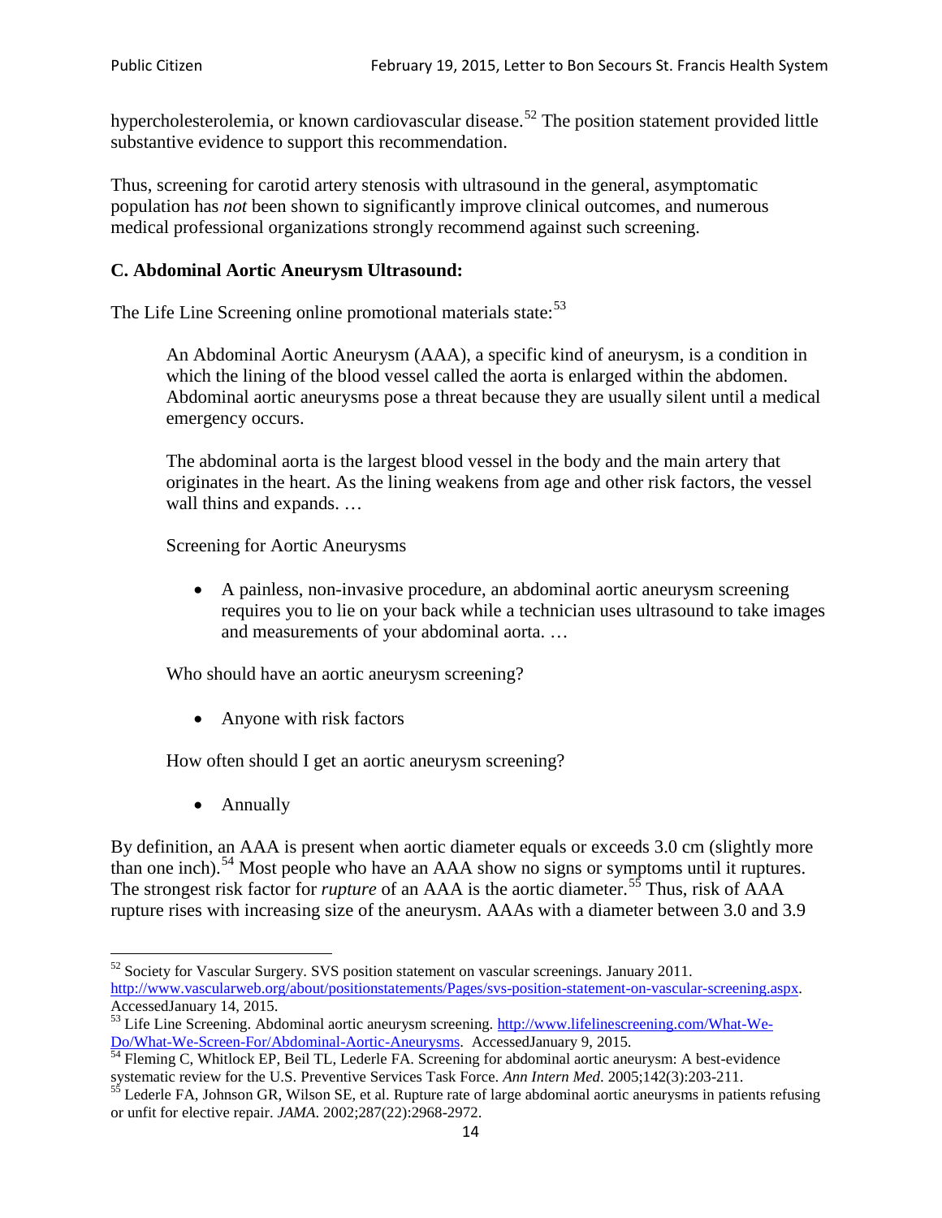hypercholesterolemia, or known cardiovascular disease.[52] The position statement provided little substantive evidence to support this recommendation.

Thus, screening for carotid artery stenosis with ultrasound in the general, asymptomatic population has *not* been shown to significantly improve clinical outcomes, and numerous medical professional organizations strongly recommend against such screening.

### C. Abdominal Aortic Aneurysm Ultrasound:

The Life Line Screening online promotional materials state:[53]

> An Abdominal Aortic Aneurysm (AAA), a specific kind of aneurysm, is a condition in which the lining of the blood vessel called the aorta is enlarged within the abdomen. Abdominal aortic aneurysms pose a threat because they are usually silent until a medical emergency occurs.
>
> The abdominal aorta is the largest blood vessel in the body and the main artery that originates in the heart. As the lining weakens from age and other risk factors, the vessel wall thins and expands. …
>
> Screening for Aortic Aneurysms
>
> - A painless, non-invasive procedure, an abdominal aortic aneurysm screening requires you to lie on your back while a technician uses ultrasound to take images and measurements of your abdominal aorta. …
>
> Who should have an aortic aneurysm screening?
>
> - Anyone with risk factors
>
> How often should I get an aortic aneurysm screening?
>
> - Annually

By definition, an AAA is present when aortic diameter equals or exceeds 3.0 cm (slightly more than one inch).[54] Most people who have an AAA show no signs or symptoms until it ruptures. The strongest risk factor for *rupture* of an AAA is the aortic diameter.[55] Thus, risk of AAA rupture rises with increasing size of the aneurysm. AAAs with a diameter between 3.0 and 3.9

---

[52] Society for Vascular Surgery. SVS position statement on vascular screenings. January 2011. http://www.vascularweb.org/about/positionstatements/Pages/svs-position-statement-on-vascular-screening.aspx. AccessedJanuary 14, 2015.

[53] Life Line Screening. Abdominal aortic aneurysm screening. http://www.lifelinescreening.com/What-We-Do/What-We-Screen-For/Abdominal-Aortic-Aneurysms. AccessedJanuary 9, 2015.

[54] Fleming C, Whitlock EP, Beil TL, Lederle FA. Screening for abdominal aortic aneurysm: A best-evidence systematic review for the U.S. Preventive Services Task Force. *Ann Intern Med*. 2005;142(3):203-211.

[55] Lederle FA, Johnson GR, Wilson SE, et al. Rupture rate of large abdominal aortic aneurysms in patients refusing or unfit for elective repair. *JAMA*. 2002;287(22):2968-2972.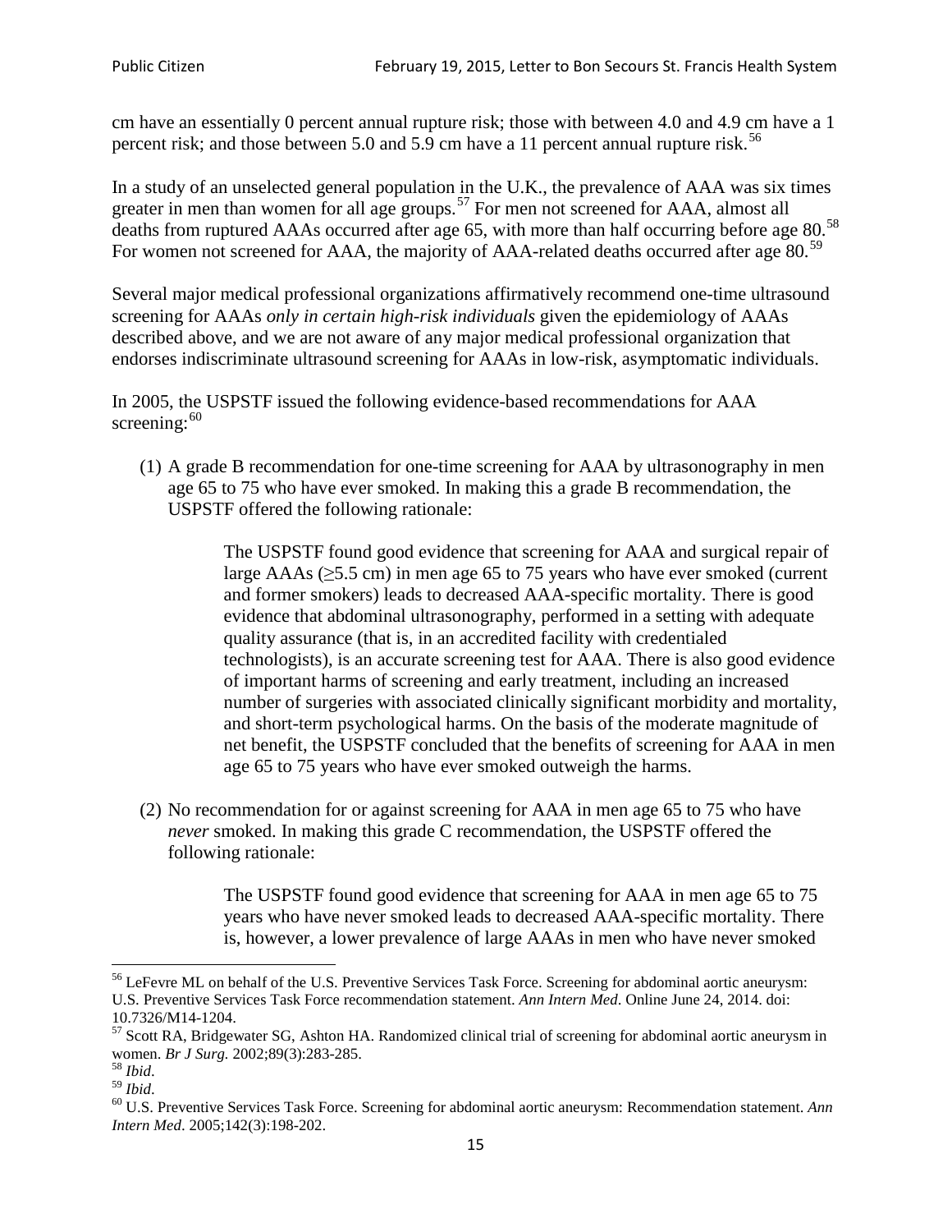cm have an essentially 0 percent annual rupture risk; those with between 4.0 and 4.9 cm have a 1 percent risk; and those between 5.0 and 5.9 cm have a 11 percent annual rupture risk.[56]

In a study of an unselected general population in the U.K., the prevalence of AAA was six times greater in men than women for all age groups.[57] For men not screened for AAA, almost all deaths from ruptured AAAs occurred after age 65, with more than half occurring before age 80.[58] For women not screened for AAA, the majority of AAA-related deaths occurred after age 80.[59]

Several major medical professional organizations affirmatively recommend one-time ultrasound screening for AAAs *only in certain high-risk individuals* given the epidemiology of AAAs described above, and we are not aware of any major medical professional organization that endorses indiscriminate ultrasound screening for AAAs in low-risk, asymptomatic individuals.

In 2005, the USPSTF issued the following evidence-based recommendations for AAA screening:[60]

(1) A grade B recommendation for one-time screening for AAA by ultrasonography in men age 65 to 75 who have ever smoked. In making this a grade B recommendation, the USPSTF offered the following rationale:

> The USPSTF found good evidence that screening for AAA and surgical repair of large AAAs (≥5.5 cm) in men age 65 to 75 years who have ever smoked (current and former smokers) leads to decreased AAA-specific mortality. There is good evidence that abdominal ultrasonography, performed in a setting with adequate quality assurance (that is, in an accredited facility with credentialed technologists), is an accurate screening test for AAA. There is also good evidence of important harms of screening and early treatment, including an increased number of surgeries with associated clinically significant morbidity and mortality, and short-term psychological harms. On the basis of the moderate magnitude of net benefit, the USPSTF concluded that the benefits of screening for AAA in men age 65 to 75 years who have ever smoked outweigh the harms.

(2) No recommendation for or against screening for AAA in men age 65 to 75 who have *never* smoked. In making this grade C recommendation, the USPSTF offered the following rationale:

> The USPSTF found good evidence that screening for AAA in men age 65 to 75 years who have never smoked leads to decreased AAA-specific mortality. There is, however, a lower prevalence of large AAAs in men who have never smoked

---

[56] LeFevre ML on behalf of the U.S. Preventive Services Task Force. Screening for abdominal aortic aneurysm: U.S. Preventive Services Task Force recommendation statement. *Ann Intern Med*. Online June 24, 2014. doi: 10.7326/M14-1204.

[57] Scott RA, Bridgewater SG, Ashton HA. Randomized clinical trial of screening for abdominal aortic aneurysm in women. *Br J Surg.* 2002;89(3):283-285.

[58] *Ibid*.

[59] *Ibid*.

[60] U.S. Preventive Services Task Force. Screening for abdominal aortic aneurysm: Recommendation statement. *Ann Intern Med*. 2005;142(3):198-202.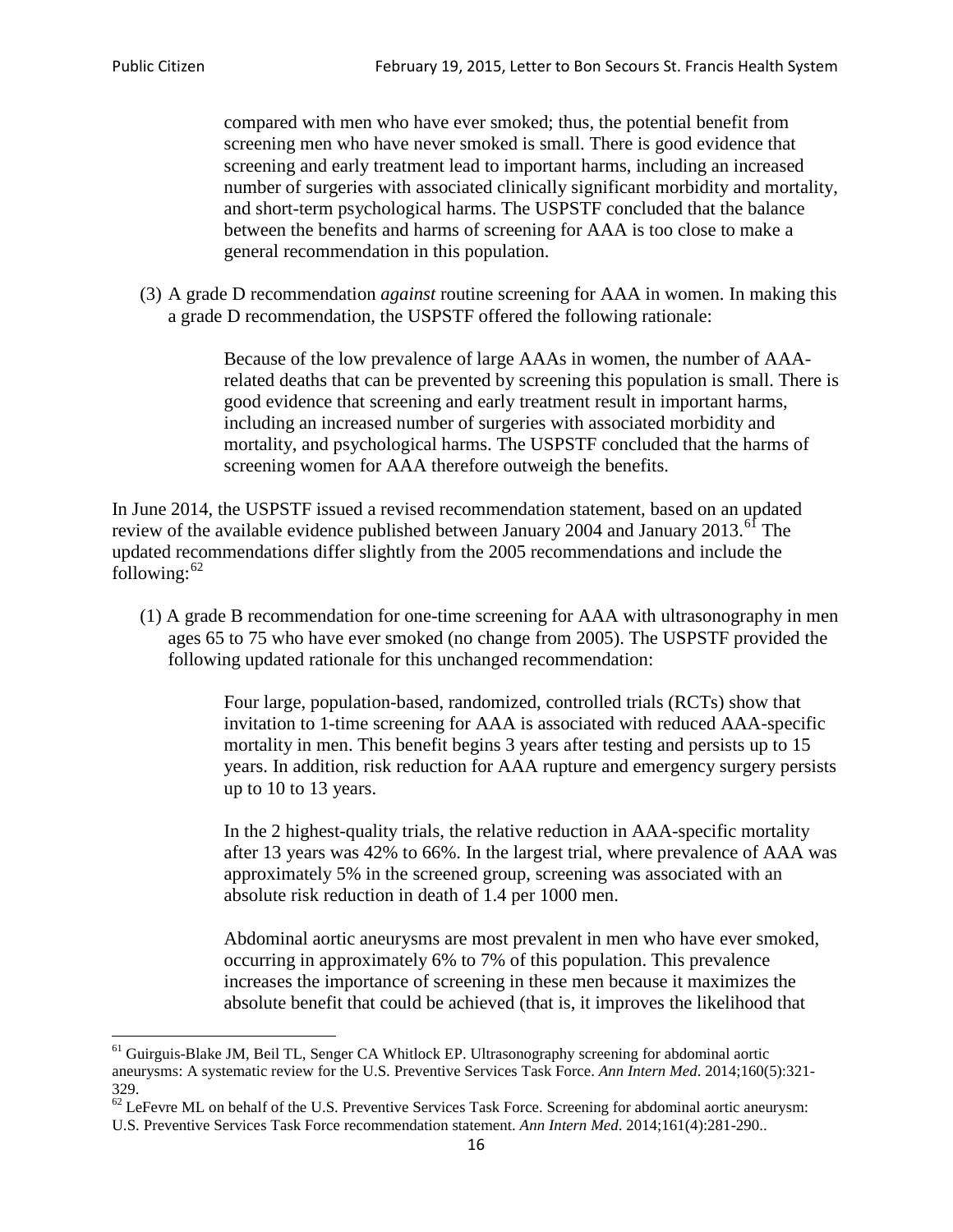> compared with men who have ever smoked; thus, the potential benefit from screening men who have never smoked is small. There is good evidence that screening and early treatment lead to important harms, including an increased number of surgeries with associated clinically significant morbidity and mortality, and short-term psychological harms. The USPSTF concluded that the balance between the benefits and harms of screening for AAA is too close to make a general recommendation in this population.

(3) A grade D recommendation *against* routine screening for AAA in women. In making this a grade D recommendation, the USPSTF offered the following rationale:

> Because of the low prevalence of large AAAs in women, the number of AAA-related deaths that can be prevented by screening this population is small. There is good evidence that screening and early treatment result in important harms, including an increased number of surgeries with associated morbidity and mortality, and psychological harms. The USPSTF concluded that the harms of screening women for AAA therefore outweigh the benefits.

In June 2014, the USPSTF issued a revised recommendation statement, based on an updated review of the available evidence published between January 2004 and January 2013.[61] The updated recommendations differ slightly from the 2005 recommendations and include the following:[62]

(1) A grade B recommendation for one-time screening for AAA with ultrasonography in men ages 65 to 75 who have ever smoked (no change from 2005). The USPSTF provided the following updated rationale for this unchanged recommendation:

> Four large, population-based, randomized, controlled trials (RCTs) show that invitation to 1-time screening for AAA is associated with reduced AAA-specific mortality in men. This benefit begins 3 years after testing and persists up to 15 years. In addition, risk reduction for AAA rupture and emergency surgery persists up to 10 to 13 years.
>
> In the 2 highest-quality trials, the relative reduction in AAA-specific mortality after 13 years was 42% to 66%. In the largest trial, where prevalence of AAA was approximately 5% in the screened group, screening was associated with an absolute risk reduction in death of 1.4 per 1000 men.
>
> Abdominal aortic aneurysms are most prevalent in men who have ever smoked, occurring in approximately 6% to 7% of this population. This prevalence increases the importance of screening in these men because it maximizes the absolute benefit that could be achieved (that is, it improves the likelihood that

[61] Guirguis-Blake JM, Beil TL, Senger CA Whitlock EP. Ultrasonography screening for abdominal aortic aneurysms: A systematic review for the U.S. Preventive Services Task Force. *Ann Intern Med*. 2014;160(5):321-329.

[62] LeFevre ML on behalf of the U.S. Preventive Services Task Force. Screening for abdominal aortic aneurysm: U.S. Preventive Services Task Force recommendation statement. *Ann Intern Med*. 2014;161(4):281-290..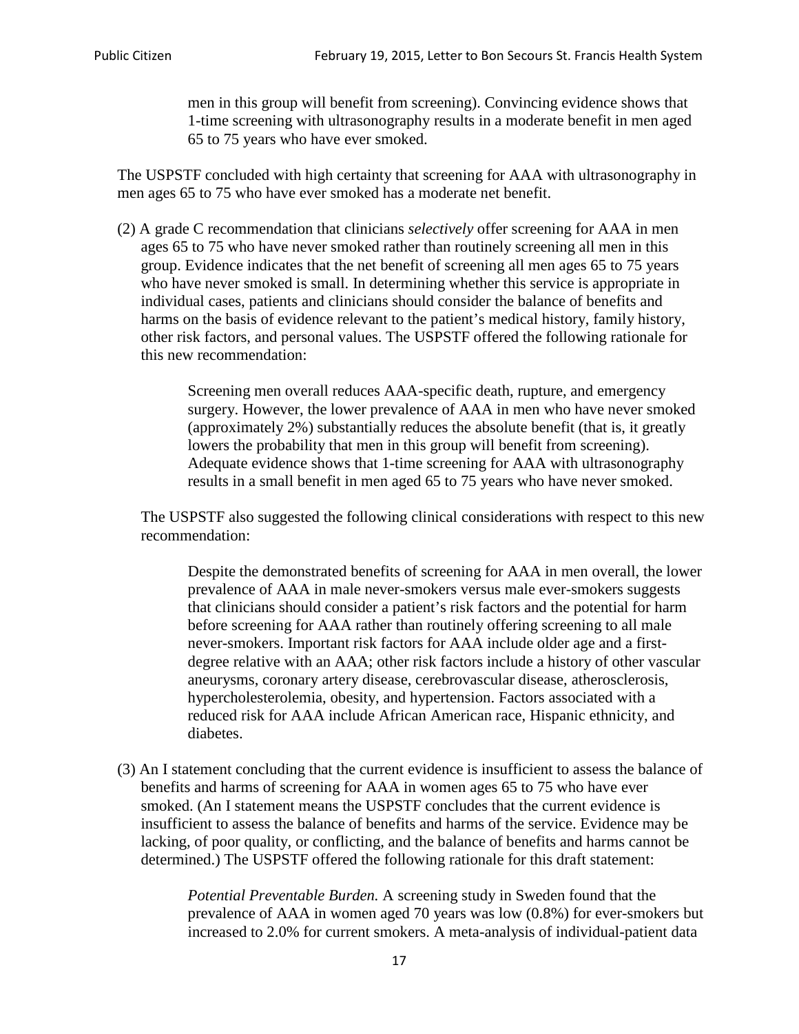> men in this group will benefit from screening). Convincing evidence shows that 1-time screening with ultrasonography results in a moderate benefit in men aged 65 to 75 years who have ever smoked.

The USPSTF concluded with high certainty that screening for AAA with ultrasonography in men ages 65 to 75 who have ever smoked has a moderate net benefit.

(2) A grade C recommendation that clinicians *selectively* offer screening for AAA in men ages 65 to 75 who have never smoked rather than routinely screening all men in this group. Evidence indicates that the net benefit of screening all men ages 65 to 75 years who have never smoked is small. In determining whether this service is appropriate in individual cases, patients and clinicians should consider the balance of benefits and harms on the basis of evidence relevant to the patient's medical history, family history, other risk factors, and personal values. The USPSTF offered the following rationale for this new recommendation:

> Screening men overall reduces AAA-specific death, rupture, and emergency surgery. However, the lower prevalence of AAA in men who have never smoked (approximately 2%) substantially reduces the absolute benefit (that is, it greatly lowers the probability that men in this group will benefit from screening). Adequate evidence shows that 1-time screening for AAA with ultrasonography results in a small benefit in men aged 65 to 75 years who have never smoked.

The USPSTF also suggested the following clinical considerations with respect to this new recommendation:

> Despite the demonstrated benefits of screening for AAA in men overall, the lower prevalence of AAA in male never-smokers versus male ever-smokers suggests that clinicians should consider a patient's risk factors and the potential for harm before screening for AAA rather than routinely offering screening to all male never-smokers. Important risk factors for AAA include older age and a first-degree relative with an AAA; other risk factors include a history of other vascular aneurysms, coronary artery disease, cerebrovascular disease, atherosclerosis, hypercholesterolemia, obesity, and hypertension. Factors associated with a reduced risk for AAA include African American race, Hispanic ethnicity, and diabetes.

(3) An I statement concluding that the current evidence is insufficient to assess the balance of benefits and harms of screening for AAA in women ages 65 to 75 who have ever smoked. (An I statement means the USPSTF concludes that the current evidence is insufficient to assess the balance of benefits and harms of the service. Evidence may be lacking, of poor quality, or conflicting, and the balance of benefits and harms cannot be determined.) The USPSTF offered the following rationale for this draft statement:

> *Potential Preventable Burden.* A screening study in Sweden found that the prevalence of AAA in women aged 70 years was low (0.8%) for ever-smokers but increased to 2.0% for current smokers. A meta-analysis of individual-patient data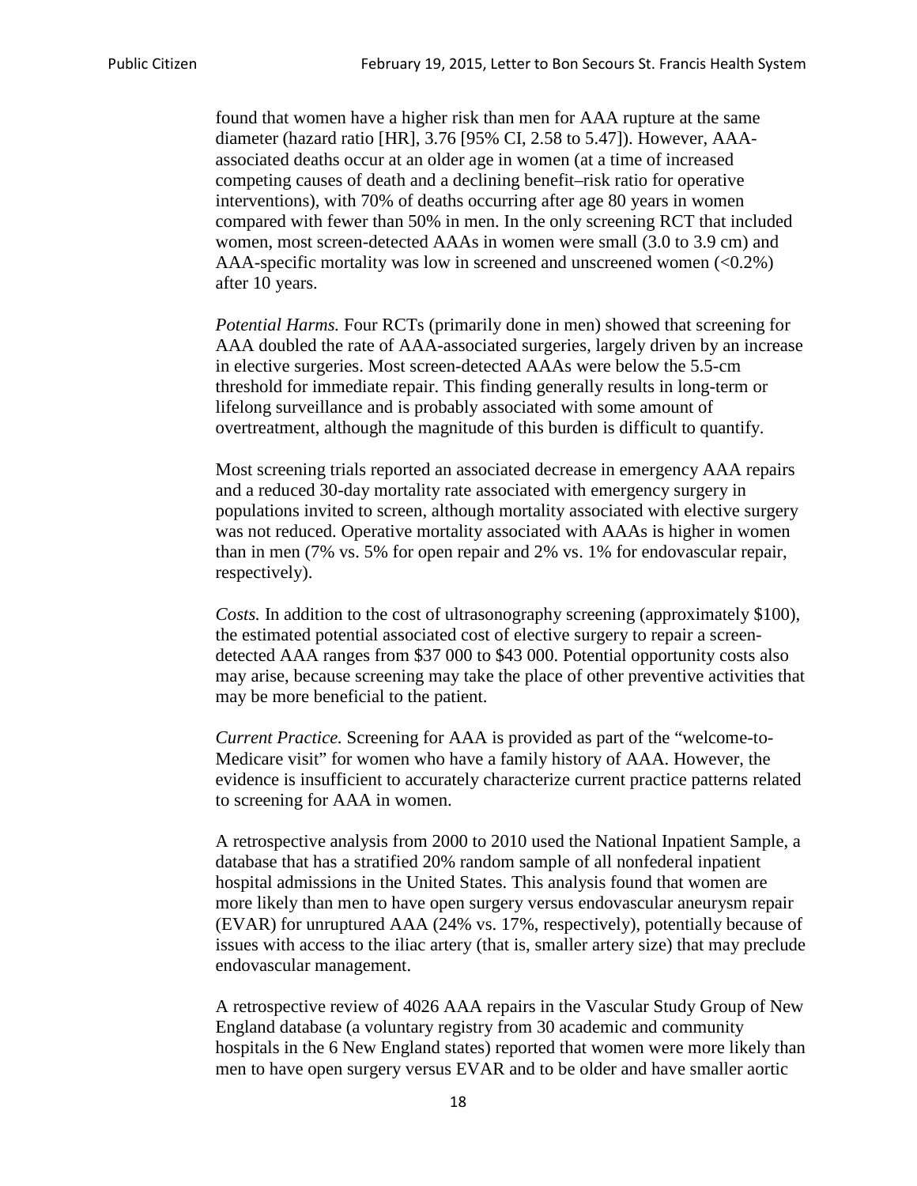found that women have a higher risk than men for AAA rupture at the same diameter (hazard ratio [HR], 3.76 [95% CI, 2.58 to 5.47]). However, AAA-associated deaths occur at an older age in women (at a time of increased competing causes of death and a declining benefit–risk ratio for operative interventions), with 70% of deaths occurring after age 80 years in women compared with fewer than 50% in men. In the only screening RCT that included women, most screen-detected AAAs in women were small (3.0 to 3.9 cm) and AAA-specific mortality was low in screened and unscreened women (<0.2%) after 10 years.

*Potential Harms.* Four RCTs (primarily done in men) showed that screening for AAA doubled the rate of AAA-associated surgeries, largely driven by an increase in elective surgeries. Most screen-detected AAAs were below the 5.5-cm threshold for immediate repair. This finding generally results in long-term or lifelong surveillance and is probably associated with some amount of overtreatment, although the magnitude of this burden is difficult to quantify.

Most screening trials reported an associated decrease in emergency AAA repairs and a reduced 30-day mortality rate associated with emergency surgery in populations invited to screen, although mortality associated with elective surgery was not reduced. Operative mortality associated with AAAs is higher in women than in men (7% vs. 5% for open repair and 2% vs. 1% for endovascular repair, respectively).

*Costs.* In addition to the cost of ultrasonography screening (approximately $100), the estimated potential associated cost of elective surgery to repair a screen-detected AAA ranges from $37 000 to $43 000. Potential opportunity costs also may arise, because screening may take the place of other preventive activities that may be more beneficial to the patient.

*Current Practice.* Screening for AAA is provided as part of the "welcome-to-Medicare visit" for women who have a family history of AAA. However, the evidence is insufficient to accurately characterize current practice patterns related to screening for AAA in women.

A retrospective analysis from 2000 to 2010 used the National Inpatient Sample, a database that has a stratified 20% random sample of all nonfederal inpatient hospital admissions in the United States. This analysis found that women are more likely than men to have open surgery versus endovascular aneurysm repair (EVAR) for unruptured AAA (24% vs. 17%, respectively), potentially because of issues with access to the iliac artery (that is, smaller artery size) that may preclude endovascular management.

A retrospective review of 4026 AAA repairs in the Vascular Study Group of New England database (a voluntary registry from 30 academic and community hospitals in the 6 New England states) reported that women were more likely than men to have open surgery versus EVAR and to be older and have smaller aortic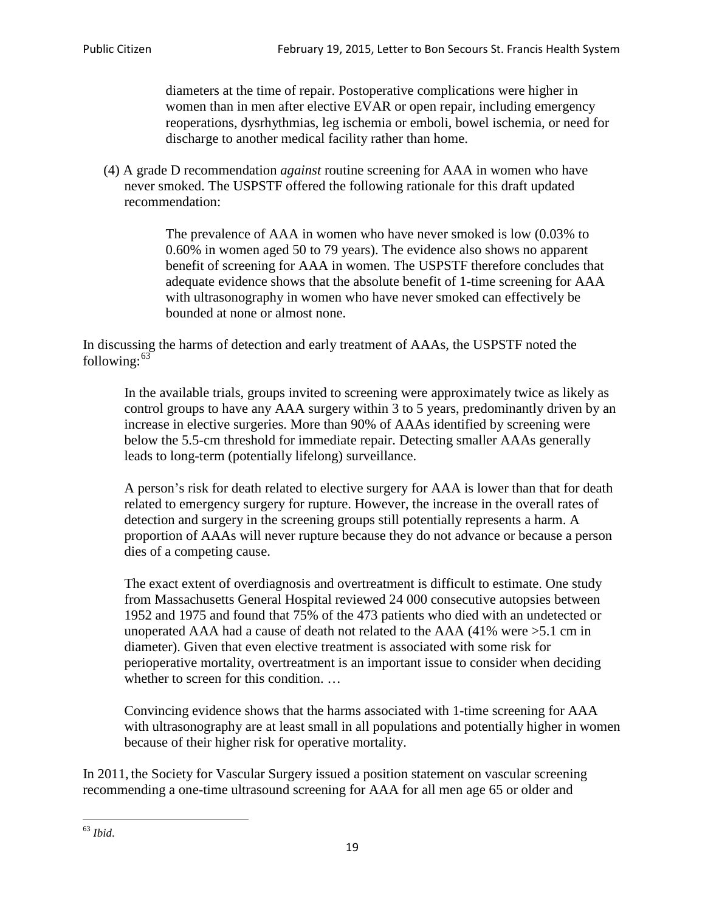> diameters at the time of repair. Postoperative complications were higher in women than in men after elective EVAR or open repair, including emergency reoperations, dysrhythmias, leg ischemia or emboli, bowel ischemia, or need for discharge to another medical facility rather than home.

(4) A grade D recommendation *against* routine screening for AAA in women who have never smoked. The USPSTF offered the following rationale for this draft updated recommendation:

> The prevalence of AAA in women who have never smoked is low (0.03% to 0.60% in women aged 50 to 79 years). The evidence also shows no apparent benefit of screening for AAA in women. The USPSTF therefore concludes that adequate evidence shows that the absolute benefit of 1-time screening for AAA with ultrasonography in women who have never smoked can effectively be bounded at none or almost none.

In discussing the harms of detection and early treatment of AAAs, the USPSTF noted the following:[63]

> In the available trials, groups invited to screening were approximately twice as likely as control groups to have any AAA surgery within 3 to 5 years, predominantly driven by an increase in elective surgeries. More than 90% of AAAs identified by screening were below the 5.5-cm threshold for immediate repair. Detecting smaller AAAs generally leads to long-term (potentially lifelong) surveillance.
>
> A person's risk for death related to elective surgery for AAA is lower than that for death related to emergency surgery for rupture. However, the increase in the overall rates of detection and surgery in the screening groups still potentially represents a harm. A proportion of AAAs will never rupture because they do not advance or because a person dies of a competing cause.
>
> The exact extent of overdiagnosis and overtreatment is difficult to estimate. One study from Massachusetts General Hospital reviewed 24 000 consecutive autopsies between 1952 and 1975 and found that 75% of the 473 patients who died with an undetected or unoperated AAA had a cause of death not related to the AAA (41% were >5.1 cm in diameter). Given that even elective treatment is associated with some risk for perioperative mortality, overtreatment is an important issue to consider when deciding whether to screen for this condition. …
>
> Convincing evidence shows that the harms associated with 1-time screening for AAA with ultrasonography are at least small in all populations and potentially higher in women because of their higher risk for operative mortality.

In 2011, the Society for Vascular Surgery issued a position statement on vascular screening recommending a one-time ultrasound screening for AAA for all men age 65 or older and

[63] *Ibid*.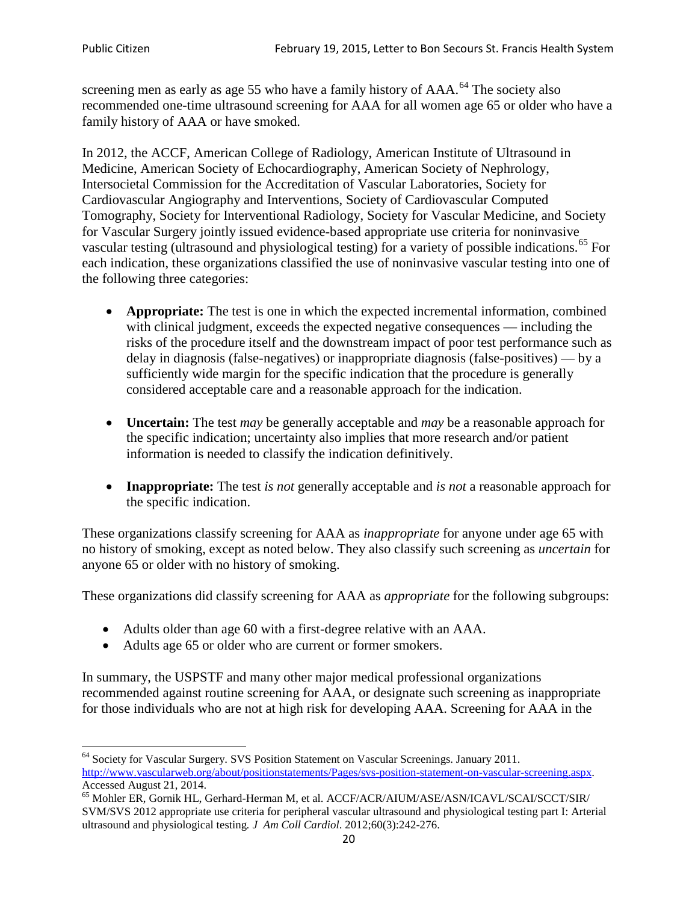screening men as early as age 55 who have a family history of AAA.[64] The society also recommended one-time ultrasound screening for AAA for all women age 65 or older who have a family history of AAA or have smoked.

In 2012, the ACCF, American College of Radiology, American Institute of Ultrasound in Medicine, American Society of Echocardiography, American Society of Nephrology, Intersocietal Commission for the Accreditation of Vascular Laboratories, Society for Cardiovascular Angiography and Interventions, Society of Cardiovascular Computed Tomography, Society for Interventional Radiology, Society for Vascular Medicine, and Society for Vascular Surgery jointly issued evidence-based appropriate use criteria for noninvasive vascular testing (ultrasound and physiological testing) for a variety of possible indications.[65] For each indication, these organizations classified the use of noninvasive vascular testing into one of the following three categories:

- **Appropriate:** The test is one in which the expected incremental information, combined with clinical judgment, exceeds the expected negative consequences — including the risks of the procedure itself and the downstream impact of poor test performance such as delay in diagnosis (false-negatives) or inappropriate diagnosis (false-positives) — by a sufficiently wide margin for the specific indication that the procedure is generally considered acceptable care and a reasonable approach for the indication.

- **Uncertain:** The test *may* be generally acceptable and *may* be a reasonable approach for the specific indication; uncertainty also implies that more research and/or patient information is needed to classify the indication definitively.

- **Inappropriate:** The test *is not* generally acceptable and *is not* a reasonable approach for the specific indication.

These organizations classify screening for AAA as *inappropriate* for anyone under age 65 with no history of smoking, except as noted below. They also classify such screening as *uncertain* for anyone 65 or older with no history of smoking.

These organizations did classify screening for AAA as *appropriate* for the following subgroups:

- Adults older than age 60 with a first-degree relative with an AAA.
- Adults age 65 or older who are current or former smokers.

In summary, the USPSTF and many other major medical professional organizations recommended against routine screening for AAA, or designate such screening as inappropriate for those individuals who are not at high risk for developing AAA. Screening for AAA in the

[64] Society for Vascular Surgery. SVS Position Statement on Vascular Screenings. January 2011. http://www.vascularweb.org/about/positionstatements/Pages/svs-position-statement-on-vascular-screening.aspx. Accessed August 21, 2014.

[65] Mohler ER, Gornik HL, Gerhard-Herman M, et al. ACCF/ACR/AIUM/ASE/ASN/ICAVL/SCAI/SCCT/SIR/SVM/SVS 2012 appropriate use criteria for peripheral vascular ultrasound and physiological testing part I: Arterial ultrasound and physiological testing. *J Am Coll Cardiol*. 2012;60(3):242-276.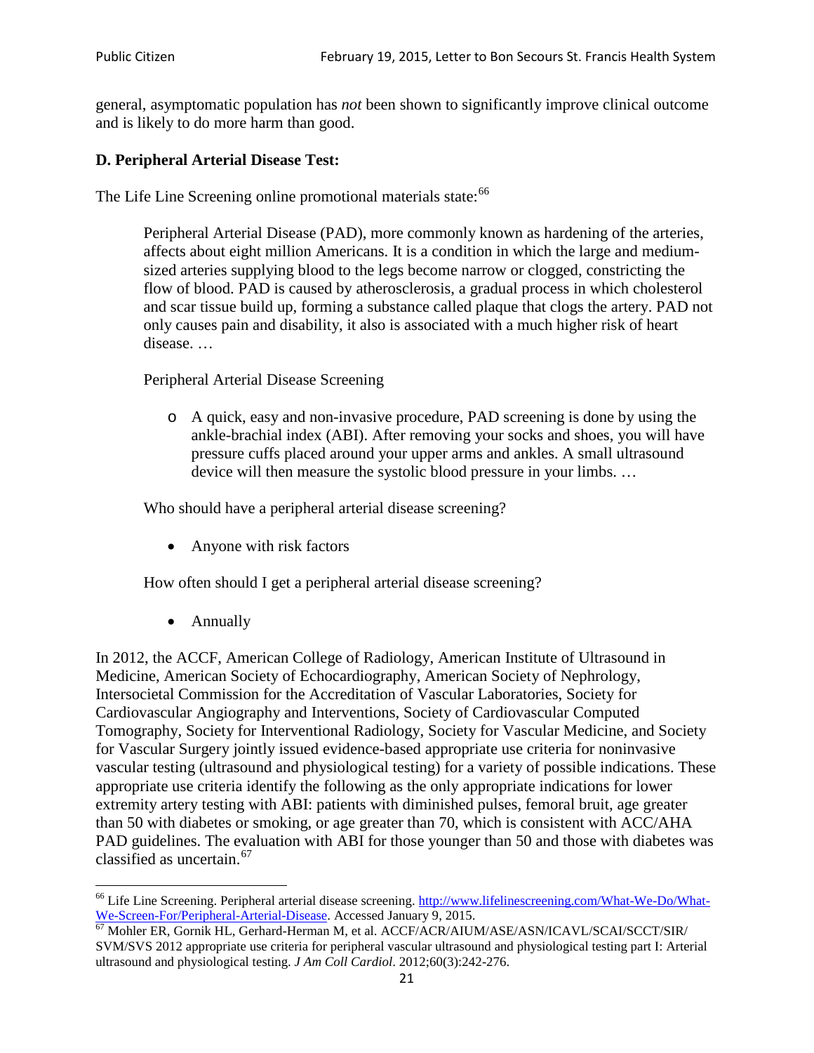general, asymptomatic population has *not* been shown to significantly improve clinical outcome and is likely to do more harm than good.

### D. Peripheral Arterial Disease Test:

The Life Line Screening online promotional materials state:[66]

> Peripheral Arterial Disease (PAD), more commonly known as hardening of the arteries, affects about eight million Americans. It is a condition in which the large and medium-sized arteries supplying blood to the legs become narrow or clogged, constricting the flow of blood. PAD is caused by atherosclerosis, a gradual process in which cholesterol and scar tissue build up, forming a substance called plaque that clogs the artery. PAD not only causes pain and disability, it also is associated with a much higher risk of heart disease. …
>
> Peripheral Arterial Disease Screening
>
> - A quick, easy and non-invasive procedure, PAD screening is done by using the ankle-brachial index (ABI). After removing your socks and shoes, you will have pressure cuffs placed around your upper arms and ankles. A small ultrasound device will then measure the systolic blood pressure in your limbs. …
>
> Who should have a peripheral arterial disease screening?
>
> - Anyone with risk factors
>
> How often should I get a peripheral arterial disease screening?
>
> - Annually

In 2012, the ACCF, American College of Radiology, American Institute of Ultrasound in Medicine, American Society of Echocardiography, American Society of Nephrology, Intersocietal Commission for the Accreditation of Vascular Laboratories, Society for Cardiovascular Angiography and Interventions, Society of Cardiovascular Computed Tomography, Society for Interventional Radiology, Society for Vascular Medicine, and Society for Vascular Surgery jointly issued evidence-based appropriate use criteria for noninvasive vascular testing (ultrasound and physiological testing) for a variety of possible indications. These appropriate use criteria identify the following as the only appropriate indications for lower extremity artery testing with ABI: patients with diminished pulses, femoral bruit, age greater than 50 with diabetes or smoking, or age greater than 70, which is consistent with ACC/AHA PAD guidelines. The evaluation with ABI for those younger than 50 and those with diabetes was classified as uncertain.[67]

---

[66] Life Line Screening. Peripheral arterial disease screening. http://www.lifelinescreening.com/What-We-Do/What-We-Screen-For/Peripheral-Arterial-Disease. Accessed January 9, 2015.

[67] Mohler ER, Gornik HL, Gerhard-Herman M, et al. ACCF/ACR/AIUM/ASE/ASN/ICAVL/SCAI/SCCT/SIR/SVM/SVS 2012 appropriate use criteria for peripheral vascular ultrasound and physiological testing part I: Arterial ultrasound and physiological testing. *J Am Coll Cardiol*. 2012;60(3):242-276.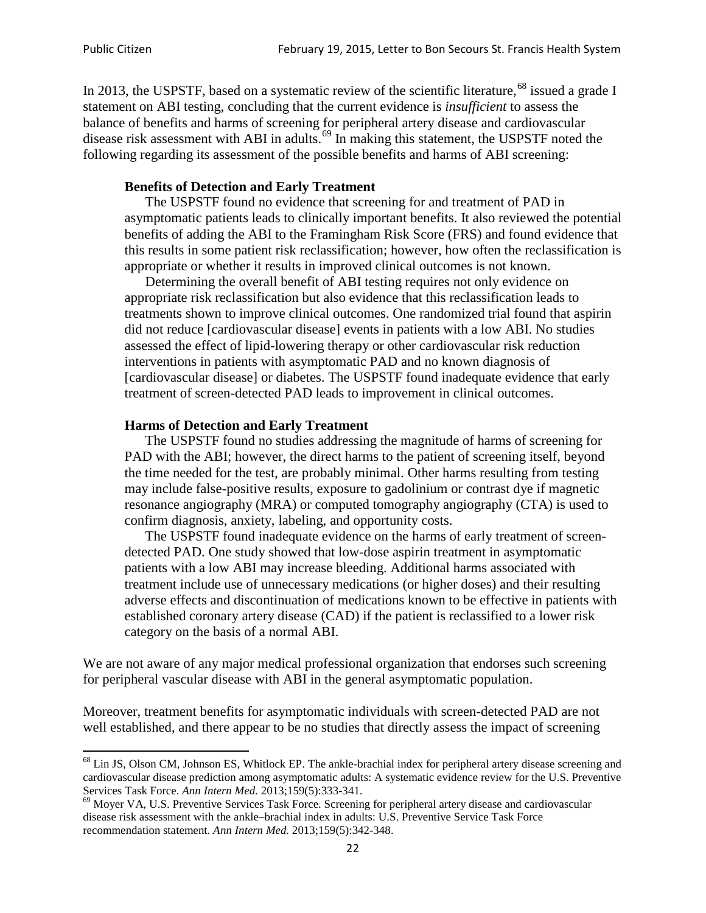In 2013, the USPSTF, based on a systematic review of the scientific literature,[68] issued a grade I statement on ABI testing, concluding that the current evidence is *insufficient* to assess the balance of benefits and harms of screening for peripheral artery disease and cardiovascular disease risk assessment with ABI in adults.[69] In making this statement, the USPSTF noted the following regarding its assessment of the possible benefits and harms of ABI screening:

> **Benefits of Detection and Early Treatment**
>
> The USPSTF found no evidence that screening for and treatment of PAD in asymptomatic patients leads to clinically important benefits. It also reviewed the potential benefits of adding the ABI to the Framingham Risk Score (FRS) and found evidence that this results in some patient risk reclassification; however, how often the reclassification is appropriate or whether it results in improved clinical outcomes is not known.
>
> Determining the overall benefit of ABI testing requires not only evidence on appropriate risk reclassification but also evidence that this reclassification leads to treatments shown to improve clinical outcomes. One randomized trial found that aspirin did not reduce [cardiovascular disease] events in patients with a low ABI. No studies assessed the effect of lipid-lowering therapy or other cardiovascular risk reduction interventions in patients with asymptomatic PAD and no known diagnosis of [cardiovascular disease] or diabetes. The USPSTF found inadequate evidence that early treatment of screen-detected PAD leads to improvement in clinical outcomes.
>
> **Harms of Detection and Early Treatment**
>
> The USPSTF found no studies addressing the magnitude of harms of screening for PAD with the ABI; however, the direct harms to the patient of screening itself, beyond the time needed for the test, are probably minimal. Other harms resulting from testing may include false-positive results, exposure to gadolinium or contrast dye if magnetic resonance angiography (MRA) or computed tomography angiography (CTA) is used to confirm diagnosis, anxiety, labeling, and opportunity costs.
>
> The USPSTF found inadequate evidence on the harms of early treatment of screen-detected PAD. One study showed that low-dose aspirin treatment in asymptomatic patients with a low ABI may increase bleeding. Additional harms associated with treatment include use of unnecessary medications (or higher doses) and their resulting adverse effects and discontinuation of medications known to be effective in patients with established coronary artery disease (CAD) if the patient is reclassified to a lower risk category on the basis of a normal ABI.

We are not aware of any major medical professional organization that endorses such screening for peripheral vascular disease with ABI in the general asymptomatic population.

Moreover, treatment benefits for asymptomatic individuals with screen-detected PAD are not well established, and there appear to be no studies that directly assess the impact of screening

[68] Lin JS, Olson CM, Johnson ES, Whitlock EP. The ankle-brachial index for peripheral artery disease screening and cardiovascular disease prediction among asymptomatic adults: A systematic evidence review for the U.S. Preventive Services Task Force. *Ann Intern Med.* 2013;159(5):333-341.

[69] Moyer VA, U.S. Preventive Services Task Force. Screening for peripheral artery disease and cardiovascular disease risk assessment with the ankle–brachial index in adults: U.S. Preventive Service Task Force recommendation statement. *Ann Intern Med.* 2013;159(5):342-348.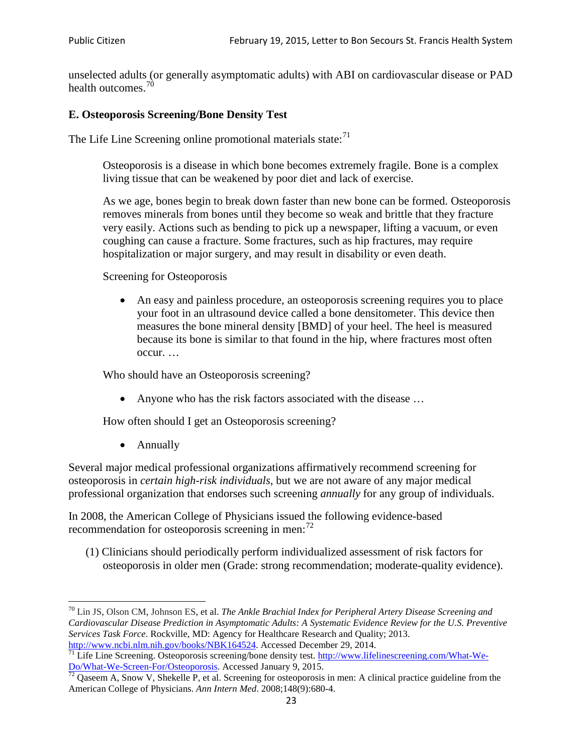unselected adults (or generally asymptomatic adults) with ABI on cardiovascular disease or PAD health outcomes.[70]

### E. Osteoporosis Screening/Bone Density Test

The Life Line Screening online promotional materials state:[71]

> Osteoporosis is a disease in which bone becomes extremely fragile. Bone is a complex living tissue that can be weakened by poor diet and lack of exercise.
>
> As we age, bones begin to break down faster than new bone can be formed. Osteoporosis removes minerals from bones until they become so weak and brittle that they fracture very easily. Actions such as bending to pick up a newspaper, lifting a vacuum, or even coughing can cause a fracture. Some fractures, such as hip fractures, may require hospitalization or major surgery, and may result in disability or even death.
>
> Screening for Osteoporosis
>
> - An easy and painless procedure, an osteoporosis screening requires you to place your foot in an ultrasound device called a bone densitometer. This device then measures the bone mineral density [BMD] of your heel. The heel is measured because its bone is similar to that found in the hip, where fractures most often occur. …
>
> Who should have an Osteoporosis screening?
>
> - Anyone who has the risk factors associated with the disease …
>
> How often should I get an Osteoporosis screening?
>
> - Annually

Several major medical professional organizations affirmatively recommend screening for osteoporosis in *certain high-risk individuals*, but we are not aware of any major medical professional organization that endorses such screening *annually* for any group of individuals.

In 2008, the American College of Physicians issued the following evidence-based recommendation for osteoporosis screening in men:[72]

(1) Clinicians should periodically perform individualized assessment of risk factors for osteoporosis in older men (Grade: strong recommendation; moderate-quality evidence).

---

[70] Lin JS, Olson CM, Johnson ES, et al. *The Ankle Brachial Index for Peripheral Artery Disease Screening and Cardiovascular Disease Prediction in Asymptomatic Adults: A Systematic Evidence Review for the U.S. Preventive Services Task Force*. Rockville, MD: Agency for Healthcare Research and Quality; 2013. http://www.ncbi.nlm.nih.gov/books/NBK164524. Accessed December 29, 2014.

[71] Life Line Screening. Osteoporosis screening/bone density test. http://www.lifelinescreening.com/What-We-Do/What-We-Screen-For/Osteoporosis. Accessed January 9, 2015.

[72] Qaseem A, Snow V, Shekelle P, et al. Screening for osteoporosis in men: A clinical practice guideline from the American College of Physicians. *Ann Intern Med*. 2008;148(9):680-4.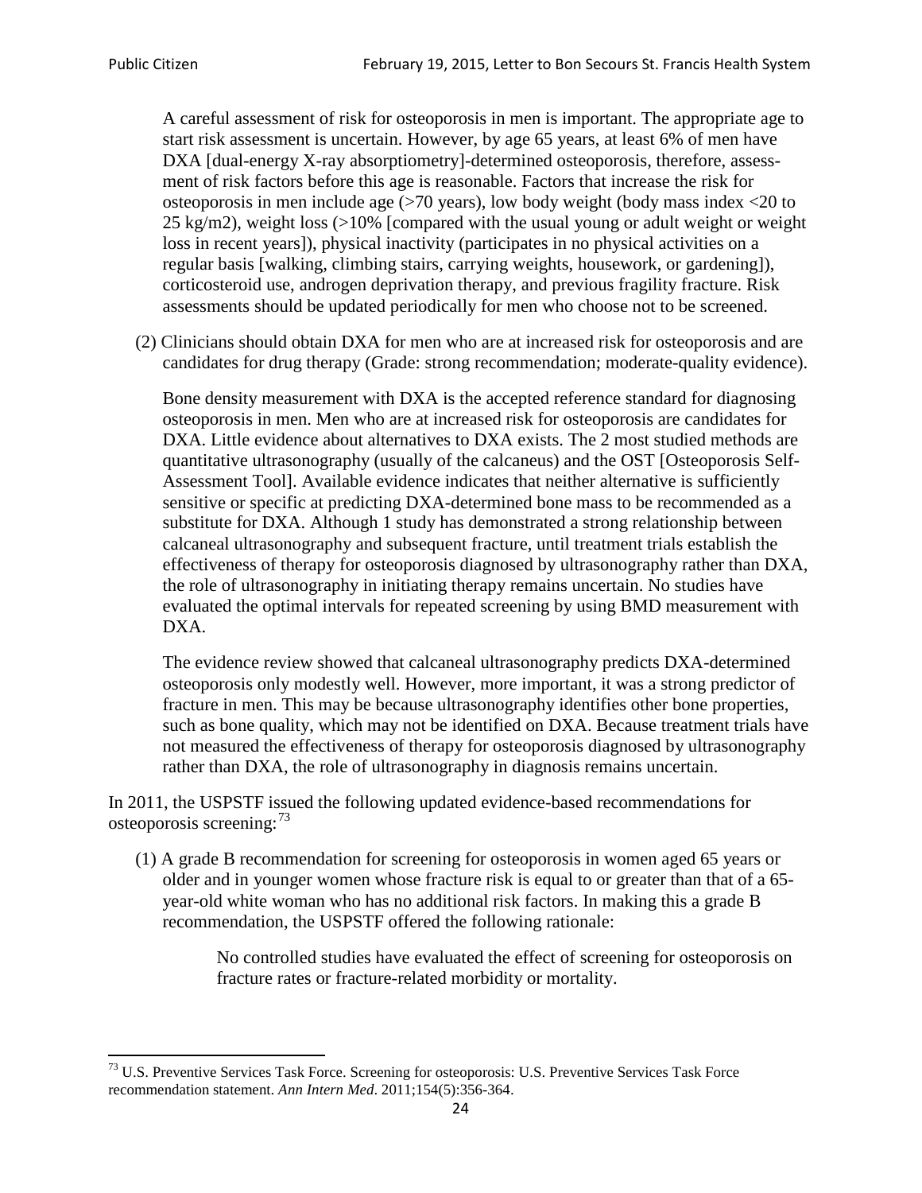A careful assessment of risk for osteoporosis in men is important. The appropriate age to start risk assessment is uncertain. However, by age 65 years, at least 6% of men have DXA [dual-energy X-ray absorptiometry]-determined osteoporosis, therefore, assessment of risk factors before this age is reasonable. Factors that increase the risk for osteoporosis in men include age (>70 years), low body weight (body mass index <20 to 25 kg/m2), weight loss (>10% [compared with the usual young or adult weight or weight loss in recent years]), physical inactivity (participates in no physical activities on a regular basis [walking, climbing stairs, carrying weights, housework, or gardening]), corticosteroid use, androgen deprivation therapy, and previous fragility fracture. Risk assessments should be updated periodically for men who choose not to be screened.

(2) Clinicians should obtain DXA for men who are at increased risk for osteoporosis and are candidates for drug therapy (Grade: strong recommendation; moderate-quality evidence).

Bone density measurement with DXA is the accepted reference standard for diagnosing osteoporosis in men. Men who are at increased risk for osteoporosis are candidates for DXA. Little evidence about alternatives to DXA exists. The 2 most studied methods are quantitative ultrasonography (usually of the calcaneus) and the OST [Osteoporosis Self-Assessment Tool]. Available evidence indicates that neither alternative is sufficiently sensitive or specific at predicting DXA-determined bone mass to be recommended as a substitute for DXA. Although 1 study has demonstrated a strong relationship between calcaneal ultrasonography and subsequent fracture, until treatment trials establish the effectiveness of therapy for osteoporosis diagnosed by ultrasonography rather than DXA, the role of ultrasonography in initiating therapy remains uncertain. No studies have evaluated the optimal intervals for repeated screening by using BMD measurement with DXA.

The evidence review showed that calcaneal ultrasonography predicts DXA-determined osteoporosis only modestly well. However, more important, it was a strong predictor of fracture in men. This may be because ultrasonography identifies other bone properties, such as bone quality, which may not be identified on DXA. Because treatment trials have not measured the effectiveness of therapy for osteoporosis diagnosed by ultrasonography rather than DXA, the role of ultrasonography in diagnosis remains uncertain.

In 2011, the USPSTF issued the following updated evidence-based recommendations for osteoporosis screening:[73]

(1) A grade B recommendation for screening for osteoporosis in women aged 65 years or older and in younger women whose fracture risk is equal to or greater than that of a 65-year-old white woman who has no additional risk factors. In making this a grade B recommendation, the USPSTF offered the following rationale:

> No controlled studies have evaluated the effect of screening for osteoporosis on fracture rates or fracture-related morbidity or mortality.

[73] U.S. Preventive Services Task Force. Screening for osteoporosis: U.S. Preventive Services Task Force recommendation statement. *Ann Intern Med*. 2011;154(5):356-364.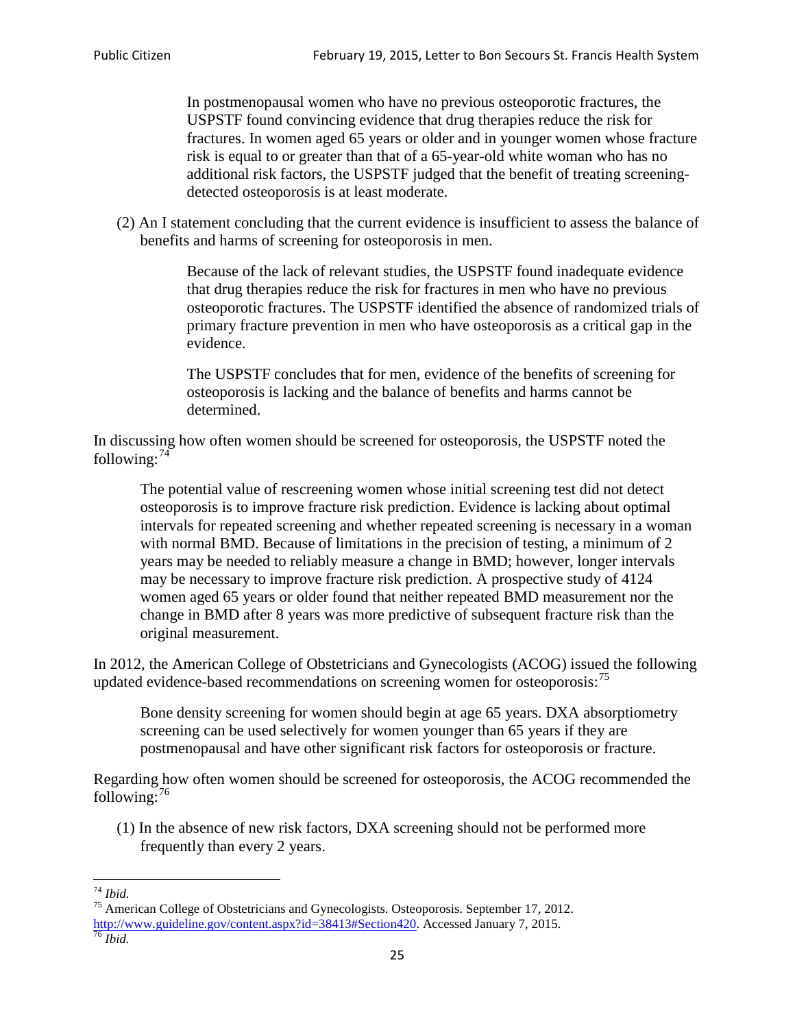> In postmenopausal women who have no previous osteoporotic fractures, the USPSTF found convincing evidence that drug therapies reduce the risk for fractures. In women aged 65 years or older and in younger women whose fracture risk is equal to or greater than that of a 65-year-old white woman who has no additional risk factors, the USPSTF judged that the benefit of treating screening-detected osteoporosis is at least moderate.

(2) An I statement concluding that the current evidence is insufficient to assess the balance of benefits and harms of screening for osteoporosis in men.

> Because of the lack of relevant studies, the USPSTF found inadequate evidence that drug therapies reduce the risk for fractures in men who have no previous osteoporotic fractures. The USPSTF identified the absence of randomized trials of primary fracture prevention in men who have osteoporosis as a critical gap in the evidence.
>
> The USPSTF concludes that for men, evidence of the benefits of screening for osteoporosis is lacking and the balance of benefits and harms cannot be determined.

In discussing how often women should be screened for osteoporosis, the USPSTF noted the following:[74]

> The potential value of rescreening women whose initial screening test did not detect osteoporosis is to improve fracture risk prediction. Evidence is lacking about optimal intervals for repeated screening and whether repeated screening is necessary in a woman with normal BMD. Because of limitations in the precision of testing, a minimum of 2 years may be needed to reliably measure a change in BMD; however, longer intervals may be necessary to improve fracture risk prediction. A prospective study of 4124 women aged 65 years or older found that neither repeated BMD measurement nor the change in BMD after 8 years was more predictive of subsequent fracture risk than the original measurement.

In 2012, the American College of Obstetricians and Gynecologists (ACOG) issued the following updated evidence-based recommendations on screening women for osteoporosis:[75]

> Bone density screening for women should begin at age 65 years. DXA absorptiometry screening can be used selectively for women younger than 65 years if they are postmenopausal and have other significant risk factors for osteoporosis or fracture.

Regarding how often women should be screened for osteoporosis, the ACOG recommended the following:[76]

(1) In the absence of new risk factors, DXA screening should not be performed more frequently than every 2 years.

---

[74] *Ibid.*

[75] American College of Obstetricians and Gynecologists. Osteoporosis. September 17, 2012. http://www.guideline.gov/content.aspx?id=38413#Section420. Accessed January 7, 2015.

[76] *Ibid.*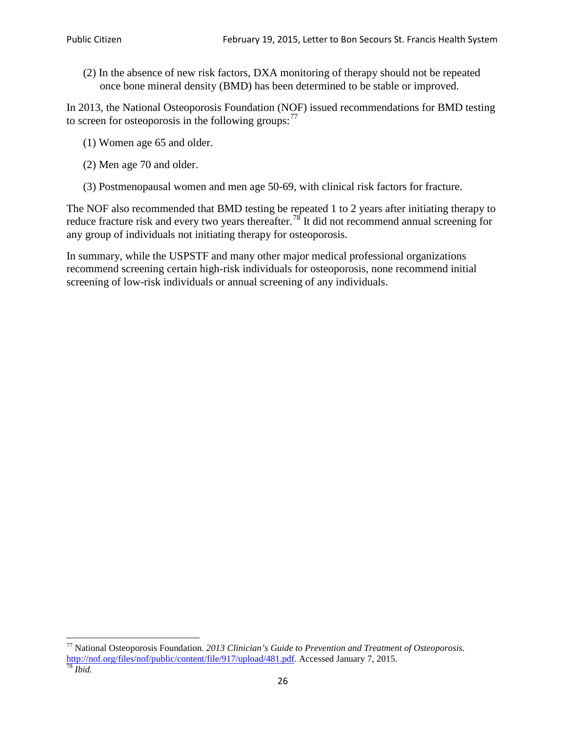(2) In the absence of new risk factors, DXA monitoring of therapy should not be repeated once bone mineral density (BMD) has been determined to be stable or improved.

In 2013, the National Osteoporosis Foundation (NOF) issued recommendations for BMD testing to screen for osteoporosis in the following groups:[77]

(1) Women age 65 and older.

(2) Men age 70 and older.

(3) Postmenopausal women and men age 50-69, with clinical risk factors for fracture.

The NOF also recommended that BMD testing be repeated 1 to 2 years after initiating therapy to reduce fracture risk and every two years thereafter.[78] It did not recommend annual screening for any group of individuals not initiating therapy for osteoporosis.

In summary, while the USPSTF and many other major medical professional organizations recommend screening certain high-risk individuals for osteoporosis, none recommend initial screening of low-risk individuals or annual screening of any individuals.

---

[77] National Osteoporosis Foundation. *2013 Clinician's Guide to Prevention and Treatment of Osteoporosis*. http://nof.org/files/nof/public/content/file/917/upload/481.pdf. Accessed January 7, 2015.

[78] *Ibid.*